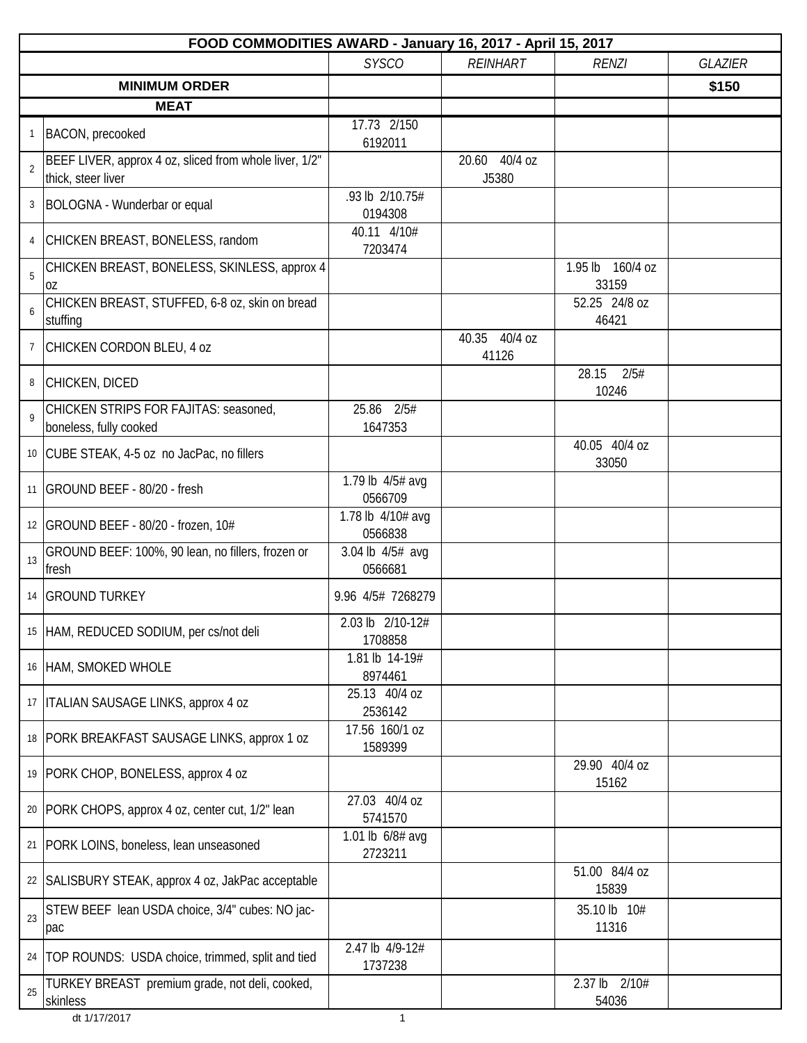| FOOD COMMODITIES AWARD - January 16, 2017 - April 15, 2017 | | | | | |
|---|---|---|---|---|---|
| | | *SYSCO* | *REINHART* | *RENZI* | *GLAZIER* |
| | **MINIMUM ORDER** | | | | **$150** |
| | **MEAT** | | | | |
| 1 | BACON, precooked | 17.73 2/150 6192011 | | | |
| 2 | BEEF LIVER, approx 4 oz, sliced from whole liver, 1/2" thick, steer liver | | 20.60 40/4 oz J5380 | | |
| 3 | BOLOGNA - Wunderbar or equal | .93 lb 2/10.75# 0194308 | | | |
| 4 | CHICKEN BREAST, BONELESS, random | 40.11 4/10# 7203474 | | | |
| 5 | CHICKEN BREAST, BONELESS, SKINLESS, approx 4 oz | | | 1.95 lb 160/4 oz 33159 | |
| 6 | CHICKEN BREAST, STUFFED, 6-8 oz, skin on bread stuffing | | | 52.25 24/8 oz 46421 | |
| 7 | CHICKEN CORDON BLEU, 4 oz | | 40.35 40/4 oz 41126 | | |
| 8 | CHICKEN, DICED | | | 28.15 2/5# 10246 | |
| 9 | CHICKEN STRIPS FOR FAJITAS: seasoned, boneless, fully cooked | 25.86 2/5# 1647353 | | | |
| 10 | CUBE STEAK, 4-5 oz no JacPac, no fillers | | | 40.05 40/4 oz 33050 | |
| 11 | GROUND BEEF - 80/20 - fresh | 1.79 lb 4/5# avg 0566709 | | | |
| 12 | GROUND BEEF - 80/20 - frozen, 10# | 1.78 lb 4/10# avg 0566838 | | | |
| 13 | GROUND BEEF: 100%, 90 lean, no fillers, frozen or fresh | 3.04 lb 4/5# avg 0566681 | | | |
| 14 | GROUND TURKEY | 9.96 4/5# 7268279 | | | |
| 15 | HAM, REDUCED SODIUM, per cs/not deli | 2.03 lb 2/10-12# 1708858 | | | |
| 16 | HAM, SMOKED WHOLE | 1.81 lb 14-19# 8974461 | | | |
| 17 | ITALIAN SAUSAGE LINKS, approx 4 oz | 25.13 40/4 oz 2536142 | | | |
| 18 | PORK BREAKFAST SAUSAGE LINKS, approx 1 oz | 17.56 160/1 oz 1589399 | | | |
| 19 | PORK CHOP, BONELESS, approx 4 oz | | | 29.90 40/4 oz 15162 | |
| 20 | PORK CHOPS, approx 4 oz, center cut, 1/2" lean | 27.03 40/4 oz 5741570 | | | |
| 21 | PORK LOINS, boneless, lean unseasoned | 1.01 lb 6/8# avg 2723211 | | | |
| 22 | SALISBURY STEAK, approx 4 oz, JakPac acceptable | | | 51.00 84/4 oz 15839 | |
| 23 | STEW BEEF lean USDA choice, 3/4" cubes: NO jac-pac | | | 35.10 lb 10# 11316 | |
| 24 | TOP ROUNDS: USDA choice, trimmed, split and tied | 2.47 lb 4/9-12# 1737238 | | | |
| 25 | TURKEY BREAST premium grade, not deli, cooked, skinless | | | 2.37 lb 2/10# 54036 | |

dt 1/17/2017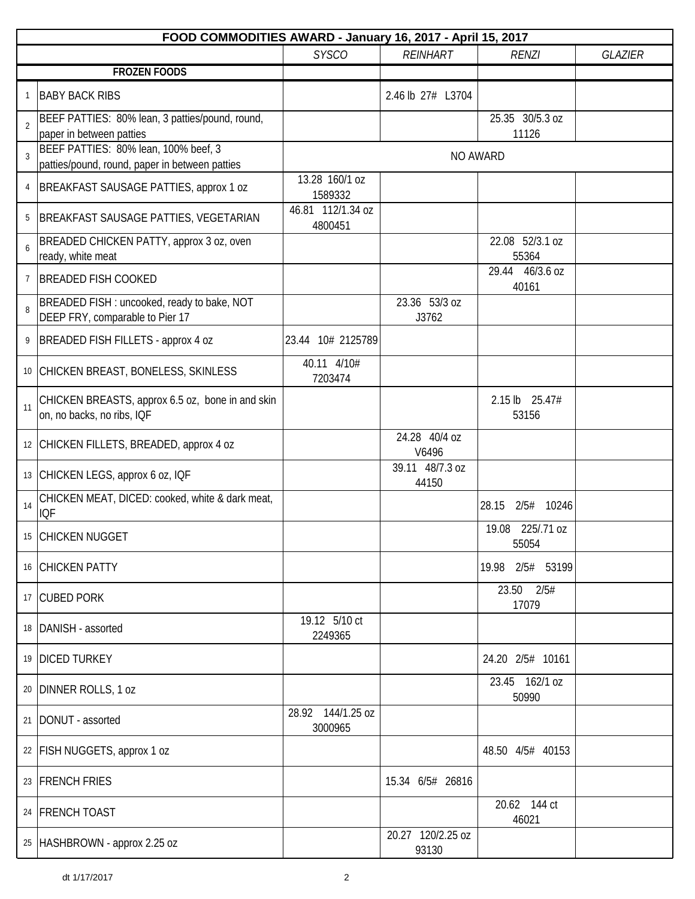| FOOD COMMODITIES AWARD - January 16, 2017 - April 15, 2017 | | | | | |
|---|---|---|---|---|---|
| | | *SYSCO* | *REINHART* | *RENZI* | *GLAZIER* |
| | **FROZEN FOODS** | | | | |
| 1 | BABY BACK RIBS | | 2.46 lb 27# L3704 | | |
| 2 | BEEF PATTIES: 80% lean, 3 patties/pound, round, paper in between patties | | | 25.35 30/5.3 oz 11126 | |
| 3 | BEEF PATTIES: 80% lean, 100% beef, 3 patties/pound, round, paper in between patties | NO AWARD | | | |
| 4 | BREAKFAST SAUSAGE PATTIES, approx 1 oz | 13.28 160/1 oz 1589332 | | | |
| 5 | BREAKFAST SAUSAGE PATTIES, VEGETARIAN | 46.81 112/1.34 oz 4800451 | | | |
| 6 | BREADED CHICKEN PATTY, approx 3 oz, oven ready, white meat | | | 22.08 52/3.1 oz 55364 | |
| 7 | BREADED FISH COOKED | | | 29.44 46/3.6 oz 40161 | |
| 8 | BREADED FISH : uncooked, ready to bake, NOT DEEP FRY, comparable to Pier 17 | | 23.36 53/3 oz J3762 | | |
| 9 | BREADED FISH FILLETS - approx 4 oz | 23.44 10# 2125789 | | | |
| 10 | CHICKEN BREAST, BONELESS, SKINLESS | 40.11 4/10# 7203474 | | | |
| 11 | CHICKEN BREASTS, approx 6.5 oz, bone in and skin on, no backs, no ribs, IQF | | | 2.15 lb 25.47# 53156 | |
| 12 | CHICKEN FILLETS, BREADED, approx 4 oz | | 24.28 40/4 oz V6496 | | |
| 13 | CHICKEN LEGS, approx 6 oz, IQF | | 39.11 48/7.3 oz 44150 | | |
| 14 | CHICKEN MEAT, DICED: cooked, white & dark meat, IQF | | | 28.15 2/5# 10246 | |
| 15 | CHICKEN NUGGET | | | 19.08 225/.71 oz 55054 | |
| 16 | CHICKEN PATTY | | | 19.98 2/5# 53199 | |
| 17 | CUBED PORK | | | 23.50 2/5# 17079 | |
| 18 | DANISH - assorted | 19.12 5/10 ct 2249365 | | | |
| 19 | DICED TURKEY | | | 24.20 2/5# 10161 | |
| 20 | DINNER ROLLS, 1 oz | | | 23.45 162/1 oz 50990 | |
| 21 | DONUT - assorted | 28.92 144/1.25 oz 3000965 | | | |
| 22 | FISH NUGGETS, approx 1 oz | | | 48.50 4/5# 40153 | |
| 23 | FRENCH FRIES | | 15.34 6/5# 26816 | | |
| 24 | FRENCH TOAST | | | 20.62 144 ct 46021 | |
| 25 | HASHBROWN - approx 2.25 oz | | 20.27 120/2.25 oz 93130 | | |

dt 1/17/2017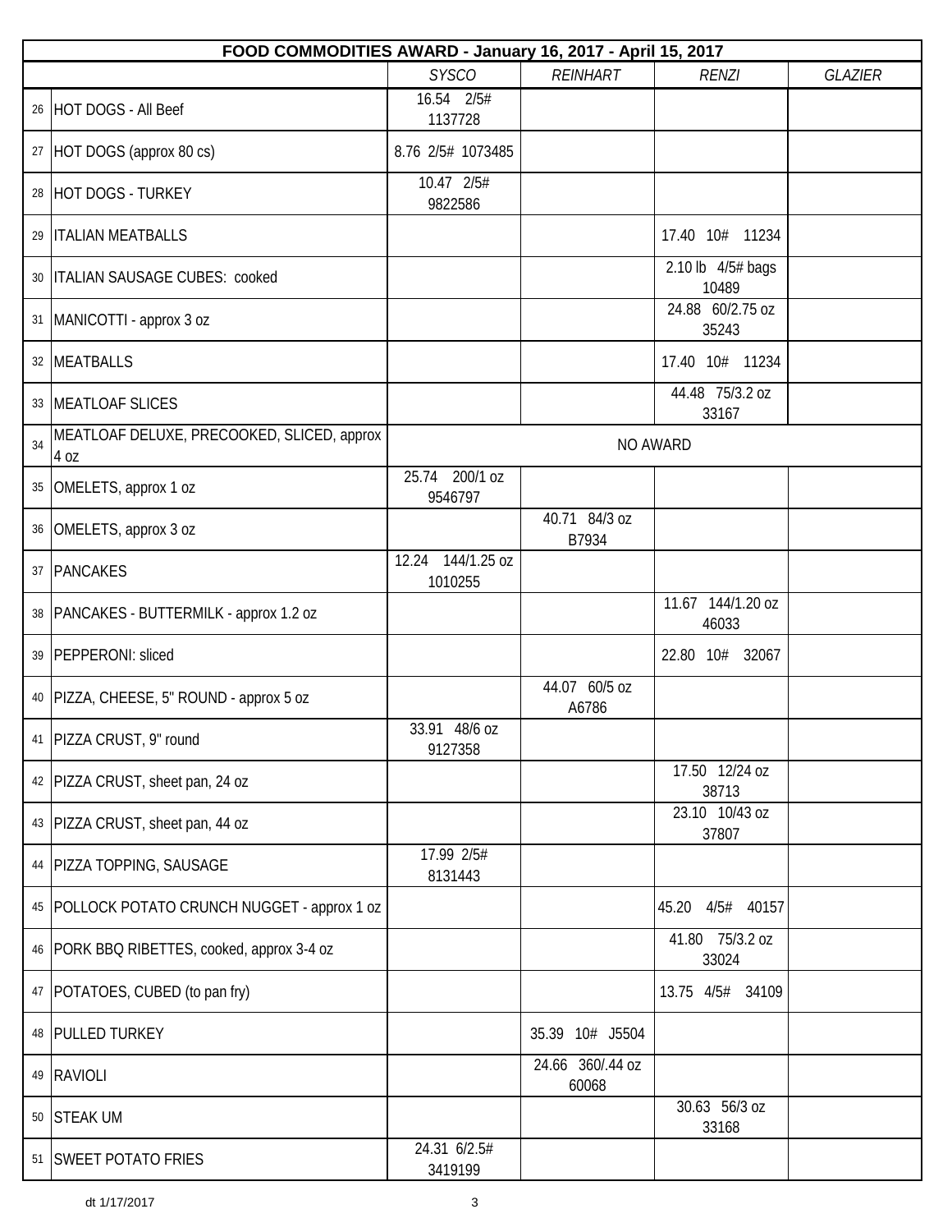| | FOOD COMMODITIES AWARD - January 16, 2017 - April 15, 2017 | | | | |
|---|---|---|---|---|---|
| | | *SYSCO* | *REINHART* | *RENZI* | *GLAZIER* |
| 26 | HOT DOGS - All Beef | 16.54 2/5# 1137728 | | | |
| 27 | HOT DOGS (approx 80 cs) | 8.76 2/5# 1073485 | | | |
| 28 | HOT DOGS - TURKEY | 10.47 2/5# 9822586 | | | |
| 29 | ITALIAN MEATBALLS | | | 17.40 10# 11234 | |
| 30 | ITALIAN SAUSAGE CUBES: cooked | | | 2.10 lb 4/5# bags 10489 | |
| 31 | MANICOTTI - approx 3 oz | | | 24.88 60/2.75 oz 35243 | |
| 32 | MEATBALLS | | | 17.40 10# 11234 | |
| 33 | MEATLOAF SLICES | | | 44.48 75/3.2 oz 33167 | |
| 34 | MEATLOAF DELUXE, PRECOOKED, SLICED, approx 4 oz | NO AWARD | | | |
| 35 | OMELETS, approx 1 oz | 25.74 200/1 oz 9546797 | | | |
| 36 | OMELETS, approx 3 oz | | 40.71 84/3 oz B7934 | | |
| 37 | PANCAKES | 12.24 144/1.25 oz 1010255 | | | |
| 38 | PANCAKES - BUTTERMILK - approx 1.2 oz | | | 11.67 144/1.20 oz 46033 | |
| 39 | PEPPERONI: sliced | | | 22.80 10# 32067 | |
| 40 | PIZZA, CHEESE, 5" ROUND - approx 5 oz | | 44.07 60/5 oz A6786 | | |
| 41 | PIZZA CRUST, 9" round | 33.91 48/6 oz 9127358 | | | |
| 42 | PIZZA CRUST, sheet pan, 24 oz | | | 17.50 12/24 oz 38713 | |
| 43 | PIZZA CRUST, sheet pan, 44 oz | | | 23.10 10/43 oz 37807 | |
| 44 | PIZZA TOPPING, SAUSAGE | 17.99 2/5# 8131443 | | | |
| 45 | POLLOCK POTATO CRUNCH NUGGET - approx 1 oz | | | 45.20 4/5# 40157 | |
| 46 | PORK BBQ RIBETTES, cooked, approx 3-4 oz | | | 41.80 75/3.2 oz 33024 | |
| 47 | POTATOES, CUBED (to pan fry) | | | 13.75 4/5# 34109 | |
| 48 | PULLED TURKEY | | 35.39 10# J5504 | | |
| 49 | RAVIOLI | | 24.66 360/.44 oz 60068 | | |
| 50 | STEAK UM | | | 30.63 56/3 oz 33168 | |
| 51 | SWEET POTATO FRIES | 24.31 6/2.5# 3419199 | | | |

dt 1/17/2017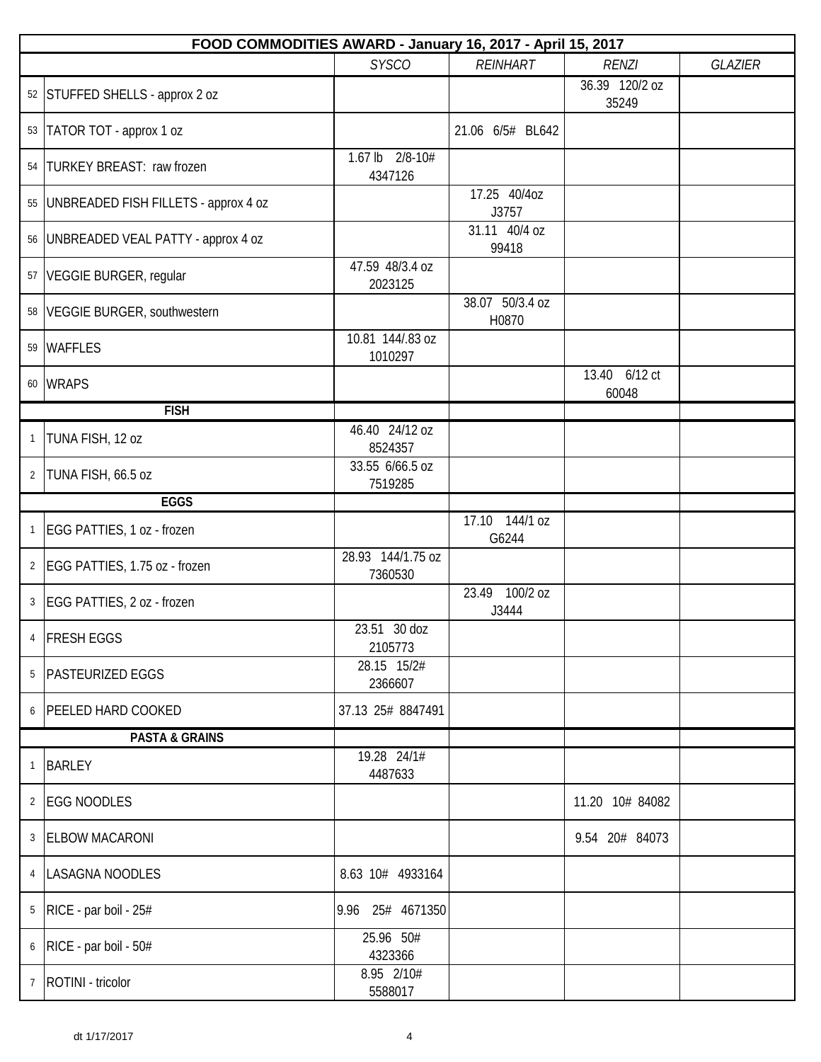| FOOD COMMODITIES AWARD - January 16, 2017 - April 15, 2017 | | | | | |
|---|---|---|---|---|---|
| | | *SYSCO* | *REINHART* | *RENZI* | *GLAZIER* |
| 52 | STUFFED SHELLS - approx 2 oz | | | 36.39 120/2 oz 35249 | |
| 53 | TATOR TOT - approx 1 oz | | 21.06 6/5# BL642 | | |
| 54 | TURKEY BREAST: raw frozen | 1.67 lb 2/8-10# 4347126 | | | |
| 55 | UNBREADED FISH FILLETS - approx 4 oz | | 17.25 40/4oz J3757 | | |
| 56 | UNBREADED VEAL PATTY - approx 4 oz | | 31.11 40/4 oz 99418 | | |
| 57 | VEGGIE BURGER, regular | 47.59 48/3.4 oz 2023125 | | | |
| 58 | VEGGIE BURGER, southwestern | | 38.07 50/3.4 oz H0870 | | |
| 59 | WAFFLES | 10.81 144/.83 oz 1010297 | | | |
| 60 | WRAPS | | | 13.40 6/12 ct 60048 | |
| | **FISH** | | | | |
| 1 | TUNA FISH, 12 oz | 46.40 24/12 oz 8524357 | | | |
| 2 | TUNA FISH, 66.5 oz | 33.55 6/66.5 oz 7519285 | | | |
| | **EGGS** | | | | |
| 1 | EGG PATTIES, 1 oz - frozen | | 17.10 144/1 oz G6244 | | |
| 2 | EGG PATTIES, 1.75 oz - frozen | 28.93 144/1.75 oz 7360530 | | | |
| 3 | EGG PATTIES, 2 oz - frozen | | 23.49 100/2 oz J3444 | | |
| 4 | FRESH EGGS | 23.51 30 doz 2105773 | | | |
| 5 | PASTEURIZED EGGS | 28.15 15/2# 2366607 | | | |
| 6 | PEELED HARD COOKED | 37.13 25# 8847491 | | | |
| | **PASTA & GRAINS** | | | | |
| 1 | BARLEY | 19.28 24/1# 4487633 | | | |
| 2 | EGG NOODLES | | | 11.20 10# 84082 | |
| 3 | ELBOW MACARONI | | | 9.54 20# 84073 | |
| 4 | LASAGNA NOODLES | 8.63 10# 4933164 | | | |
| 5 | RICE - par boil - 25# | 9.96 25# 4671350 | | | |
| 6 | RICE - par boil - 50# | 25.96 50# 4323366 | | | |
| 7 | ROTINI - tricolor | 8.95 2/10# 5588017 | | | |

dt 1/17/2017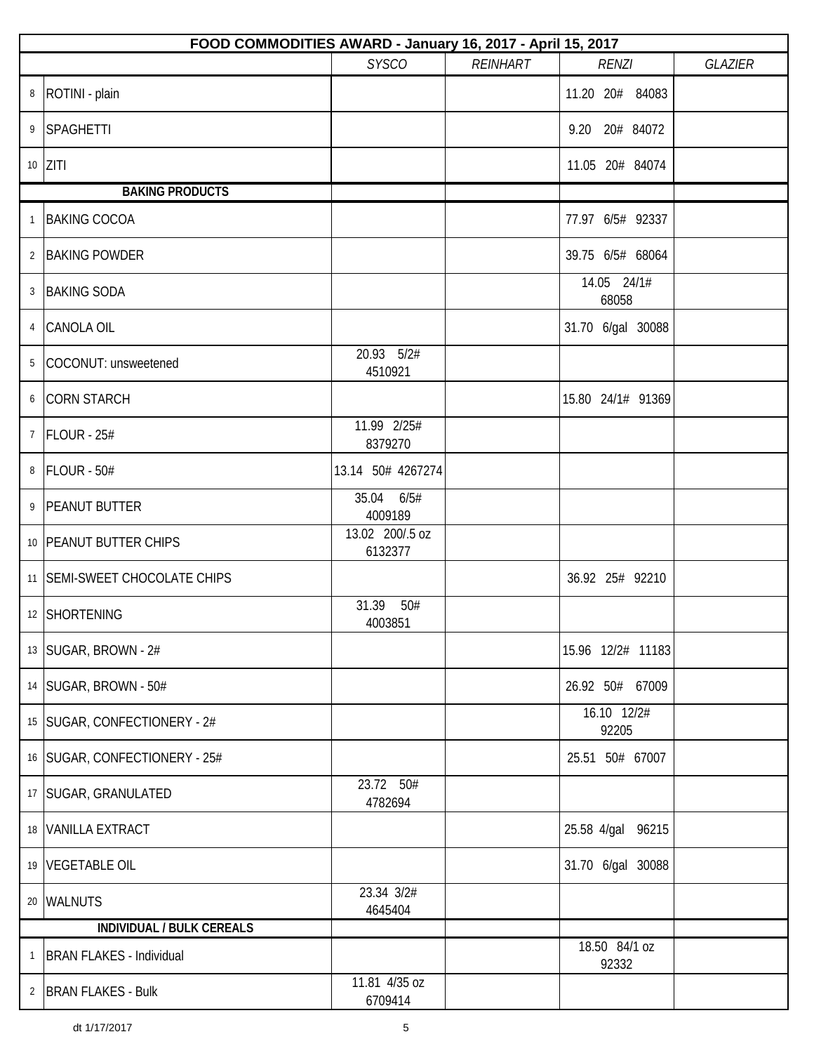| FOOD COMMODITIES AWARD - January 16, 2017 - April 15, 2017 | | | | | |
|---|---|---|---|---|---|
| | | *SYSCO* | *REINHART* | *RENZI* | *GLAZIER* |
| 8 | ROTINI - plain | | | 11.20 20# 84083 | |
| 9 | SPAGHETTI | | | 9.20 20# 84072 | |
| 10 | ZITI | | | 11.05 20# 84074 | |
| | **BAKING PRODUCTS** | | | | |
| 1 | BAKING COCOA | | | 77.97 6/5# 92337 | |
| 2 | BAKING POWDER | | | 39.75 6/5# 68064 | |
| 3 | BAKING SODA | | | 14.05 24/1# 68058 | |
| 4 | CANOLA OIL | | | 31.70 6/gal 30088 | |
| 5 | COCONUT: unsweetened | 20.93 5/2# 4510921 | | | |
| 6 | CORN STARCH | | | 15.80 24/1# 91369 | |
| 7 | FLOUR - 25# | 11.99 2/25# 8379270 | | | |
| 8 | FLOUR - 50# | 13.14 50# 4267274 | | | |
| 9 | PEANUT BUTTER | 35.04 6/5# 4009189 | | | |
| 10 | PEANUT BUTTER CHIPS | 13.02 200/.5 oz 6132377 | | | |
| 11 | SEMI-SWEET CHOCOLATE CHIPS | | | 36.92 25# 92210 | |
| 12 | SHORTENING | 31.39 50# 4003851 | | | |
| 13 | SUGAR, BROWN - 2# | | | 15.96 12/2# 11183 | |
| 14 | SUGAR, BROWN - 50# | | | 26.92 50# 67009 | |
| 15 | SUGAR, CONFECTIONERY - 2# | | | 16.10 12/2# 92205 | |
| 16 | SUGAR, CONFECTIONERY - 25# | | | 25.51 50# 67007 | |
| 17 | SUGAR, GRANULATED | 23.72 50# 4782694 | | | |
| 18 | VANILLA EXTRACT | | | 25.58 4/gal 96215 | |
| 19 | VEGETABLE OIL | | | 31.70 6/gal 30088 | |
| 20 | WALNUTS | 23.34 3/2# 4645404 | | | |
| | **INDIVIDUAL / BULK CEREALS** | | | | |
| 1 | BRAN FLAKES - Individual | | | 18.50 84/1 oz 92332 | |
| 2 | BRAN FLAKES - Bulk | 11.81 4/35 oz 6709414 | | | |

dt 1/17/2017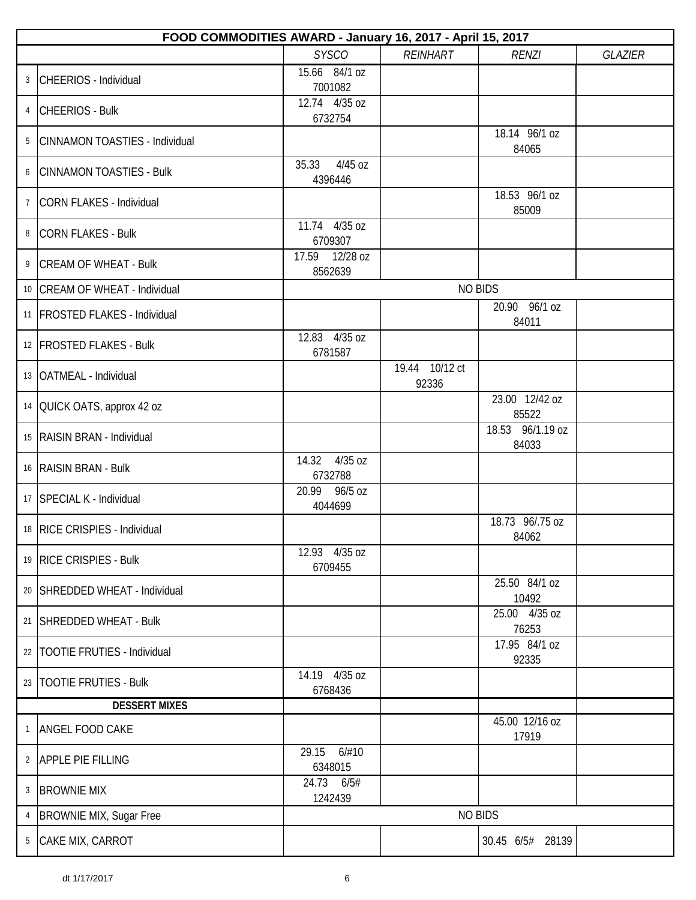| FOOD COMMODITIES AWARD - January 16, 2017 - April 15, 2017 | | | | | |
|---|---|---|---|---|---|
| | | *SYSCO* | *REINHART* | *RENZI* | *GLAZIER* |
| 3 | CHEERIOS - Individual | 15.66 84/1 oz 7001082 | | | |
| 4 | CHEERIOS - Bulk | 12.74 4/35 oz 6732754 | | | |
| 5 | CINNAMON TOASTIES - Individual | | | 18.14 96/1 oz 84065 | |
| 6 | CINNAMON TOASTIES - Bulk | 35.33 4/45 oz 4396446 | | | |
| 7 | CORN FLAKES - Individual | | | 18.53 96/1 oz 85009 | |
| 8 | CORN FLAKES - Bulk | 11.74 4/35 oz 6709307 | | | |
| 9 | CREAM OF WHEAT - Bulk | 17.59 12/28 oz 8562639 | | | |
| 10 | CREAM OF WHEAT - Individual | NO BIDS | | | |
| 11 | FROSTED FLAKES - Individual | | | 20.90 96/1 oz 84011 | |
| 12 | FROSTED FLAKES - Bulk | 12.83 4/35 oz 6781587 | | | |
| 13 | OATMEAL - Individual | | 19.44 10/12 ct 92336 | | |
| 14 | QUICK OATS, approx 42 oz | | | 23.00 12/42 oz 85522 | |
| 15 | RAISIN BRAN - Individual | | | 18.53 96/1.19 oz 84033 | |
| 16 | RAISIN BRAN - Bulk | 14.32 4/35 oz 6732788 | | | |
| 17 | SPECIAL K - Individual | 20.99 96/5 oz 4044699 | | | |
| 18 | RICE CRISPIES - Individual | | | 18.73 96/.75 oz 84062 | |
| 19 | RICE CRISPIES - Bulk | 12.93 4/35 oz 6709455 | | | |
| 20 | SHREDDED WHEAT - Individual | | | 25.50 84/1 oz 10492 | |
| 21 | SHREDDED WHEAT - Bulk | | | 25.00 4/35 oz 76253 | |
| 22 | TOOTIE FRUTIES - Individual | | | 17.95 84/1 oz 92335 | |
| 23 | TOOTIE FRUTIES - Bulk | 14.19 4/35 oz 6768436 | | | |
| | **DESSERT MIXES** | | | | |
| 1 | ANGEL FOOD CAKE | | | 45.00 12/16 oz 17919 | |
| 2 | APPLE PIE FILLING | 29.15 6/#10 6348015 | | | |
| 3 | BROWNIE MIX | 24.73 6/5# 1242439 | | | |
| 4 | BROWNIE MIX, Sugar Free | NO BIDS | | | |
| 5 | CAKE MIX, CARROT | | | 30.45 6/5# 28139 | |

dt 1/17/2017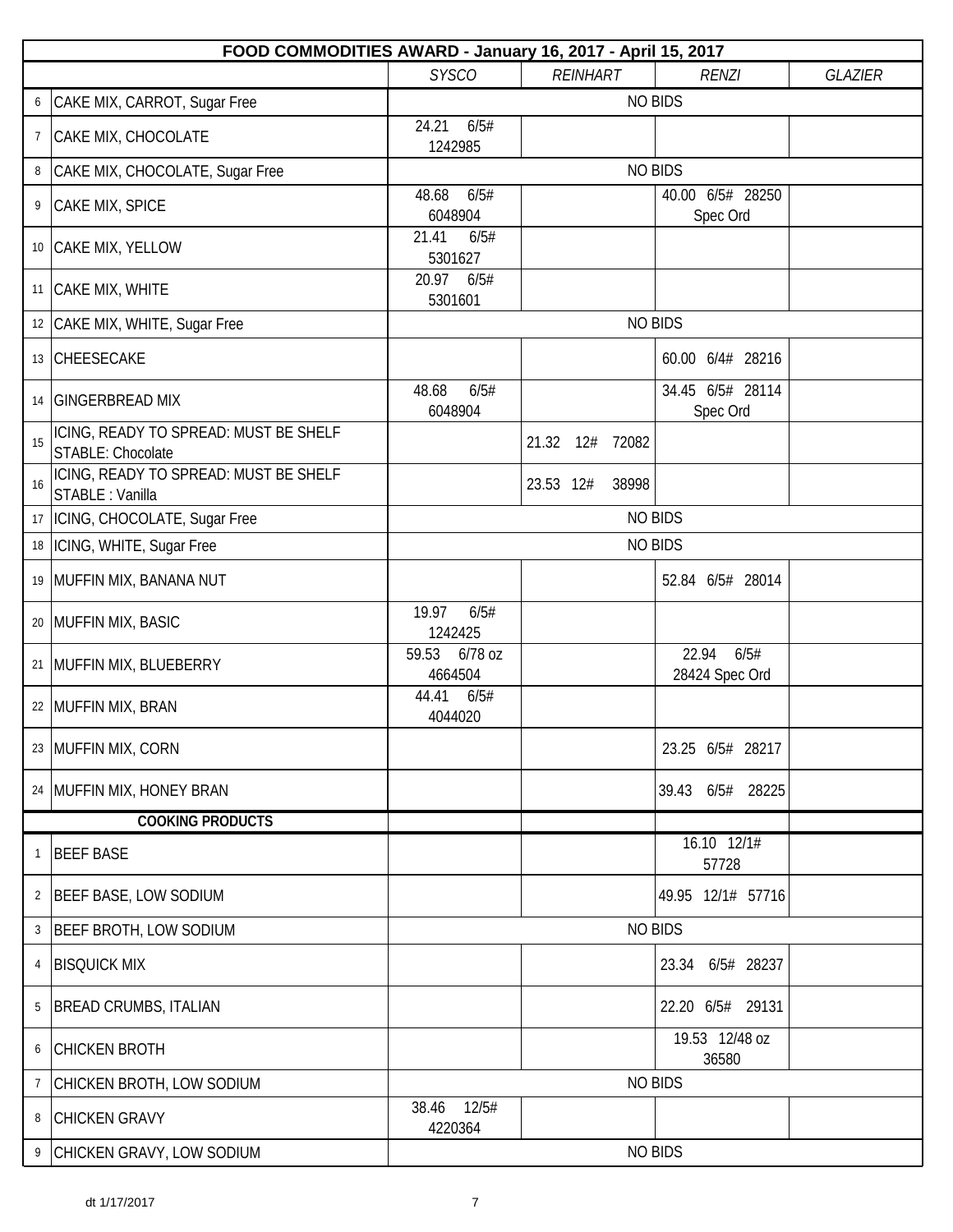| FOOD COMMODITIES AWARD - January 16, 2017 - April 15, 2017 | | | | | |
|---|---|---|---|---|---|
| | | *SYSCO* | *REINHART* | *RENZI* | *GLAZIER* |
| 6 | CAKE MIX, CARROT, Sugar Free | NO BIDS | | | |
| 7 | CAKE MIX, CHOCOLATE | 24.21 6/5# 1242985 | | | |
| 8 | CAKE MIX, CHOCOLATE, Sugar Free | NO BIDS | | | |
| 9 | CAKE MIX, SPICE | 48.68 6/5# 6048904 | | 40.00 6/5# 28250 Spec Ord | |
| 10 | CAKE MIX, YELLOW | 21.41 6/5# 5301627 | | | |
| 11 | CAKE MIX, WHITE | 20.97 6/5# 5301601 | | | |
| 12 | CAKE MIX, WHITE, Sugar Free | NO BIDS | | | |
| 13 | CHEESECAKE | | | 60.00 6/4# 28216 | |
| 14 | GINGERBREAD MIX | 48.68 6/5# 6048904 | | 34.45 6/5# 28114 Spec Ord | |
| 15 | ICING, READY TO SPREAD: MUST BE SHELF STABLE: Chocolate | | 21.32 12# 72082 | | |
| 16 | ICING, READY TO SPREAD: MUST BE SHELF STABLE : Vanilla | | 23.53 12# 38998 | | |
| 17 | ICING, CHOCOLATE, Sugar Free | NO BIDS | | | |
| 18 | ICING, WHITE, Sugar Free | NO BIDS | | | |
| 19 | MUFFIN MIX, BANANA NUT | | | 52.84 6/5# 28014 | |
| 20 | MUFFIN MIX, BASIC | 19.97 6/5# 1242425 | | | |
| 21 | MUFFIN MIX, BLUEBERRY | 59.53 6/78 oz 4664504 | | 22.94 6/5# 28424 Spec Ord | |
| 22 | MUFFIN MIX, BRAN | 44.41 6/5# 4044020 | | | |
| 23 | MUFFIN MIX, CORN | | | 23.25 6/5# 28217 | |
| 24 | MUFFIN MIX, HONEY BRAN | | | 39.43 6/5# 28225 | |
| | **COOKING PRODUCTS** | | | | |
| 1 | BEEF BASE | | | 16.10 12/1# 57728 | |
| 2 | BEEF BASE, LOW SODIUM | | | 49.95 12/1# 57716 | |
| 3 | BEEF BROTH, LOW SODIUM | NO BIDS | | | |
| 4 | BISQUICK MIX | | | 23.34 6/5# 28237 | |
| 5 | BREAD CRUMBS, ITALIAN | | | 22.20 6/5# 29131 | |
| 6 | CHICKEN BROTH | | | 19.53 12/48 oz 36580 | |
| 7 | CHICKEN BROTH, LOW SODIUM | NO BIDS | | | |
| 8 | CHICKEN GRAVY | 38.46 12/5# 4220364 | | | |
| 9 | CHICKEN GRAVY, LOW SODIUM | NO BIDS | | | |

dt 1/17/2017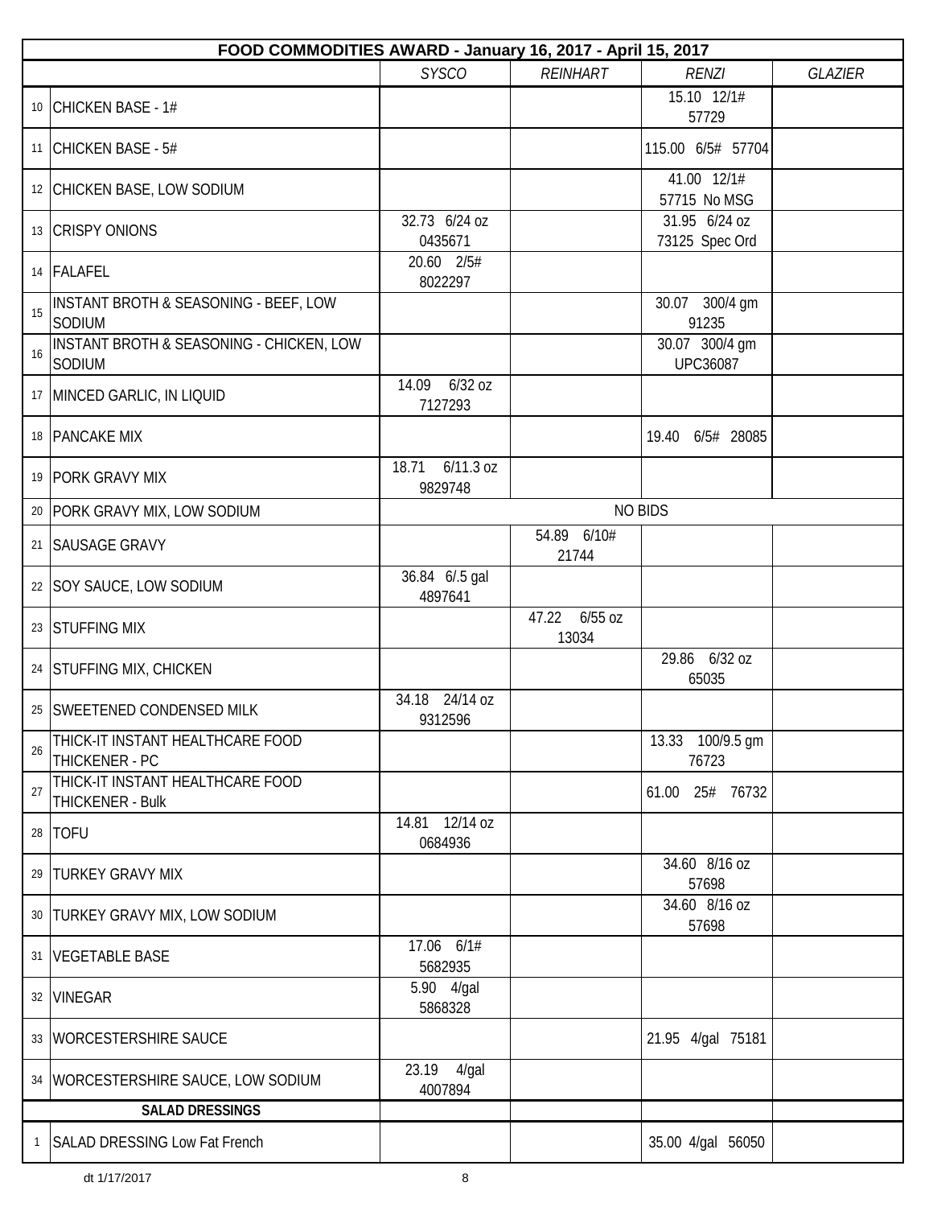| FOOD COMMODITIES AWARD - January 16, 2017 - April 15, 2017 | | | | | |
|---|---|---|---|---|---|
| | | *SYSCO* | *REINHART* | *RENZI* | *GLAZIER* |
| 10 | CHICKEN BASE - 1# | | | 15.10 12/1# 57729 | |
| 11 | CHICKEN BASE - 5# | | | 115.00 6/5# 57704 | |
| 12 | CHICKEN BASE, LOW SODIUM | | | 41.00 12/1# 57715 No MSG | |
| 13 | CRISPY ONIONS | 32.73 6/24 oz 0435671 | | 31.95 6/24 oz 73125 Spec Ord | |
| 14 | FALAFEL | 20.60 2/5# 8022297 | | | |
| 15 | INSTANT BROTH & SEASONING - BEEF, LOW SODIUM | | | 30.07 300/4 gm 91235 | |
| 16 | INSTANT BROTH & SEASONING - CHICKEN, LOW SODIUM | | | 30.07 300/4 gm UPC36087 | |
| 17 | MINCED GARLIC, IN LIQUID | 14.09 6/32 oz 7127293 | | | |
| 18 | PANCAKE MIX | | | 19.40 6/5# 28085 | |
| 19 | PORK GRAVY MIX | 18.71 6/11.3 oz 9829748 | | | |
| 20 | PORK GRAVY MIX, LOW SODIUM | NO BIDS | | | |
| 21 | SAUSAGE GRAVY | | 54.89 6/10# 21744 | | |
| 22 | SOY SAUCE, LOW SODIUM | 36.84 6/.5 gal 4897641 | | | |
| 23 | STUFFING MIX | | 47.22 6/55 oz 13034 | | |
| 24 | STUFFING MIX, CHICKEN | | | 29.86 6/32 oz 65035 | |
| 25 | SWEETENED CONDENSED MILK | 34.18 24/14 oz 9312596 | | | |
| 26 | THICK-IT INSTANT HEALTHCARE FOOD THICKENER - PC | | | 13.33 100/9.5 gm 76723 | |
| 27 | THICK-IT INSTANT HEALTHCARE FOOD THICKENER - Bulk | | | 61.00 25# 76732 | |
| 28 | TOFU | 14.81 12/14 oz 0684936 | | | |
| 29 | TURKEY GRAVY MIX | | | 34.60 8/16 oz 57698 | |
| 30 | TURKEY GRAVY MIX, LOW SODIUM | | | 34.60 8/16 oz 57698 | |
| 31 | VEGETABLE BASE | 17.06 6/1# 5682935 | | | |
| 32 | VINEGAR | 5.90 4/gal 5868328 | | | |
| 33 | WORCESTERSHIRE SAUCE | | | 21.95 4/gal 75181 | |
| 34 | WORCESTERSHIRE SAUCE, LOW SODIUM | 23.19 4/gal 4007894 | | | |
| | **SALAD DRESSINGS** | | | | |
| 1 | SALAD DRESSING Low Fat French | | | 35.00 4/gal 56050 | |

dt 1/17/2017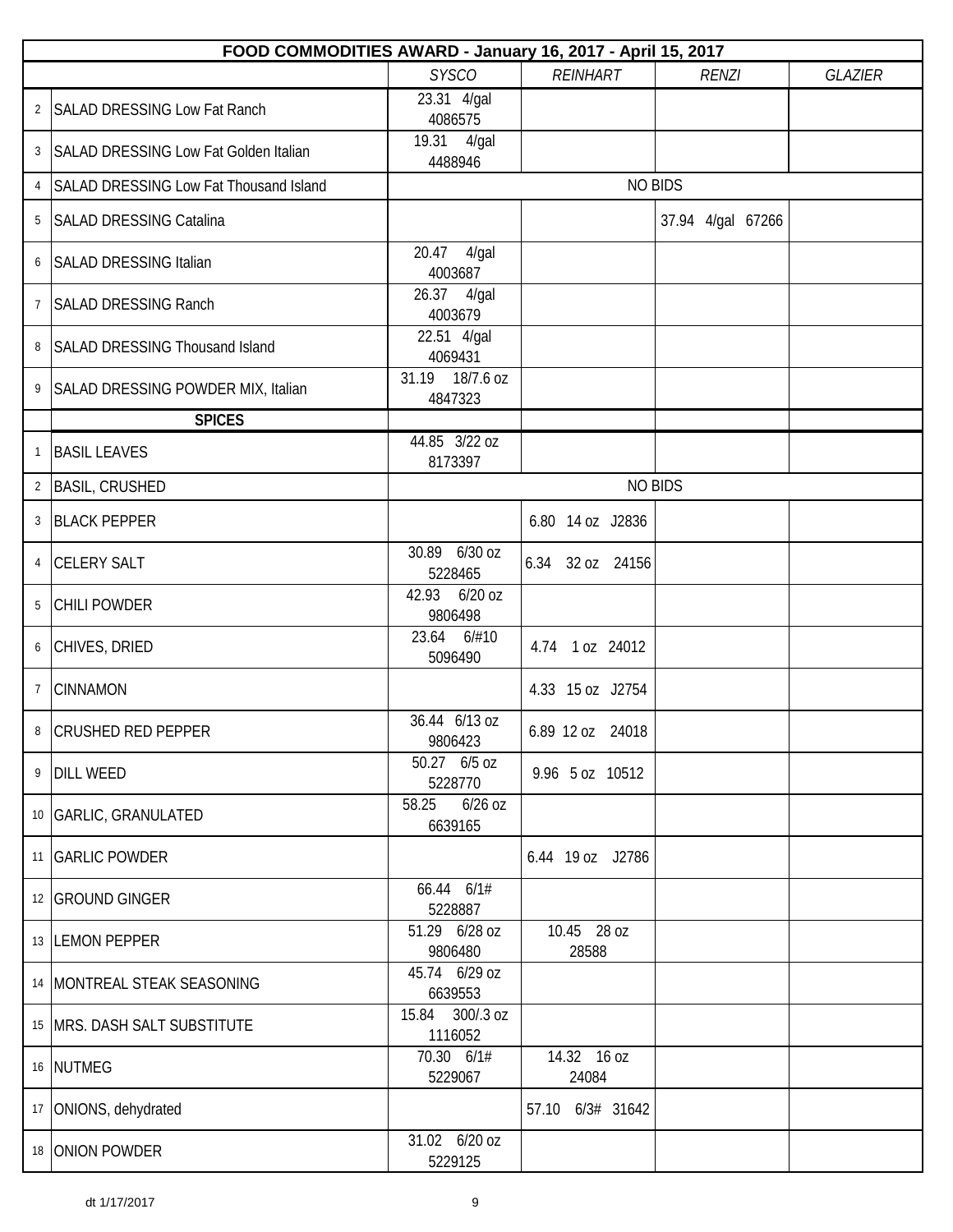| FOOD COMMODITIES AWARD - January 16, 2017 - April 15, 2017 | | | | | |
|---|---|---|---|---|---|
| | | *SYSCO* | *REINHART* | *RENZI* | *GLAZIER* |
| 2 | SALAD DRESSING Low Fat Ranch | 23.31 4/gal 4086575 | | | |
| 3 | SALAD DRESSING Low Fat Golden Italian | 19.31 4/gal 4488946 | | | |
| 4 | SALAD DRESSING Low Fat Thousand Island | NO BIDS | | | |
| 5 | SALAD DRESSING Catalina | | | 37.94 4/gal 67266 | |
| 6 | SALAD DRESSING Italian | 20.47 4/gal 4003687 | | | |
| 7 | SALAD DRESSING Ranch | 26.37 4/gal 4003679 | | | |
| 8 | SALAD DRESSING Thousand Island | 22.51 4/gal 4069431 | | | |
| 9 | SALAD DRESSING POWDER MIX, Italian | 31.19 18/7.6 oz 4847323 | | | |
| | **SPICES** | | | | |
| 1 | BASIL LEAVES | 44.85 3/22 oz 8173397 | | | |
| 2 | BASIL, CRUSHED | NO BIDS | | | |
| 3 | BLACK PEPPER | | 6.80 14 oz J2836 | | |
| 4 | CELERY SALT | 30.89 6/30 oz 5228465 | 6.34 32 oz 24156 | | |
| 5 | CHILI POWDER | 42.93 6/20 oz 9806498 | | | |
| 6 | CHIVES, DRIED | 23.64 6/#10 5096490 | 4.74 1 oz 24012 | | |
| 7 | CINNAMON | | 4.33 15 oz J2754 | | |
| 8 | CRUSHED RED PEPPER | 36.44 6/13 oz 9806423 | 6.89 12 oz 24018 | | |
| 9 | DILL WEED | 50.27 6/5 oz 5228770 | 9.96 5 oz 10512 | | |
| 10 | GARLIC, GRANULATED | 58.25 6/26 oz 6639165 | | | |
| 11 | GARLIC POWDER | | 6.44 19 oz J2786 | | |
| 12 | GROUND GINGER | 66.44 6/1# 5228887 | | | |
| 13 | LEMON PEPPER | 51.29 6/28 oz 9806480 | 10.45 28 oz 28588 | | |
| 14 | MONTREAL STEAK SEASONING | 45.74 6/29 oz 6639553 | | | |
| 15 | MRS. DASH SALT SUBSTITUTE | 15.84 300/.3 oz 1116052 | | | |
| 16 | NUTMEG | 70.30 6/1# 5229067 | 14.32 16 oz 24084 | | |
| 17 | ONIONS, dehydrated | | 57.10 6/3# 31642 | | |
| 18 | ONION POWDER | 31.02 6/20 oz 5229125 | | | |

dt 1/17/2017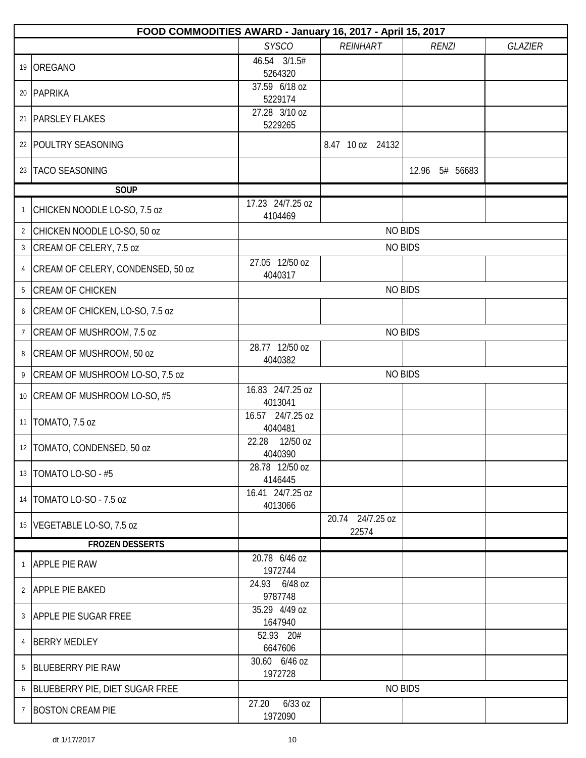| FOOD COMMODITIES AWARD - January 16, 2017 - April 15, 2017 | | | | | |
|---|---|---|---|---|---|
| | | *SYSCO* | *REINHART* | *RENZI* | *GLAZIER* |
| 19 | OREGANO | 46.54 3/1.5# 5264320 | | | |
| 20 | PAPRIKA | 37.59 6/18 oz 5229174 | | | |
| 21 | PARSLEY FLAKES | 27.28 3/10 oz 5229265 | | | |
| 22 | POULTRY SEASONING | | 8.47 10 oz 24132 | | |
| 23 | TACO SEASONING | | | 12.96 5# 56683 | |
| | **SOUP** | | | | |
| 1 | CHICKEN NOODLE LO-SO, 7.5 oz | 17.23 24/7.25 oz 4104469 | | | |
| 2 | CHICKEN NOODLE LO-SO, 50 oz | NO BIDS | | | |
| 3 | CREAM OF CELERY, 7.5 oz | NO BIDS | | | |
| 4 | CREAM OF CELERY, CONDENSED, 50 oz | 27.05 12/50 oz 4040317 | | | |
| 5 | CREAM OF CHICKEN | NO BIDS | | | |
| 6 | CREAM OF CHICKEN, LO-SO, 7.5 oz | | | | |
| 7 | CREAM OF MUSHROOM, 7.5 oz | NO BIDS | | | |
| 8 | CREAM OF MUSHROOM, 50 oz | 28.77 12/50 oz 4040382 | | | |
| 9 | CREAM OF MUSHROOM LO-SO, 7.5 oz | NO BIDS | | | |
| 10 | CREAM OF MUSHROOM LO-SO, #5 | 16.83 24/7.25 oz 4013041 | | | |
| 11 | TOMATO, 7.5 oz | 16.57 24/7.25 oz 4040481 | | | |
| 12 | TOMATO, CONDENSED, 50 oz | 22.28 12/50 oz 4040390 | | | |
| 13 | TOMATO LO-SO - #5 | 28.78 12/50 oz 4146445 | | | |
| 14 | TOMATO LO-SO - 7.5 oz | 16.41 24/7.25 oz 4013066 | | | |
| 15 | VEGETABLE LO-SO, 7.5 oz | | 20.74 24/7.25 oz 22574 | | |
| | **FROZEN DESSERTS** | | | | |
| 1 | APPLE PIE RAW | 20.78 6/46 oz 1972744 | | | |
| 2 | APPLE PIE BAKED | 24.93 6/48 oz 9787748 | | | |
| 3 | APPLE PIE SUGAR FREE | 35.29 4/49 oz 1647940 | | | |
| 4 | BERRY MEDLEY | 52.93 20# 6647606 | | | |
| 5 | BLUEBERRY PIE RAW | 30.60 6/46 oz 1972728 | | | |
| 6 | BLUEBERRY PIE, DIET SUGAR FREE | NO BIDS | | | |
| 7 | BOSTON CREAM PIE | 27.20 6/33 oz 1972090 | | | |

dt 1/17/2017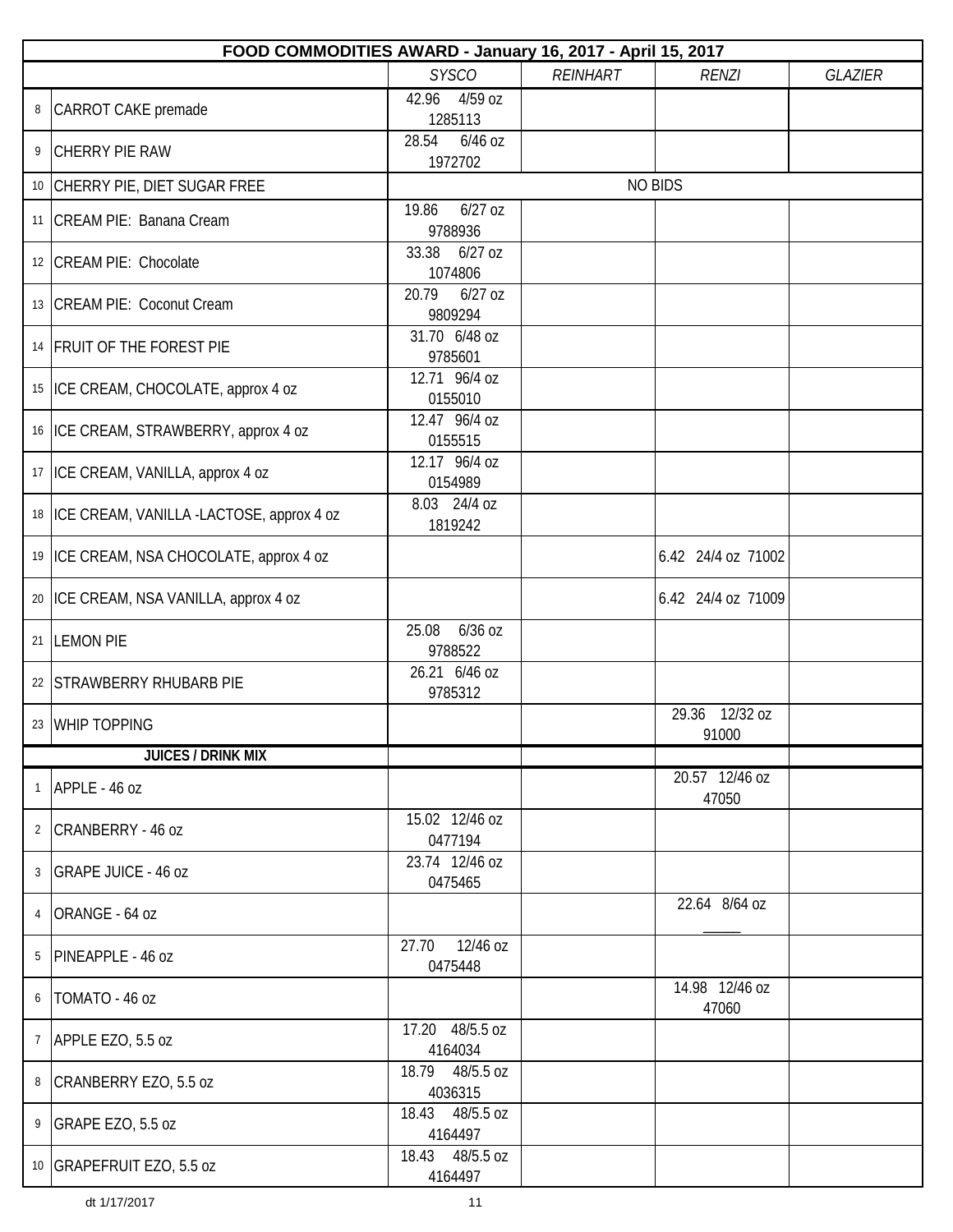| FOOD COMMODITIES AWARD - January 16, 2017 - April 15, 2017 | | | | | |
|---|---|---|---|---|---|
| | | *SYSCO* | *REINHART* | *RENZI* | *GLAZIER* |
| 8 | CARROT CAKE premade | 42.96 4/59 oz 1285113 | | | |
| 9 | CHERRY PIE RAW | 28.54 6/46 oz 1972702 | | | |
| 10 | CHERRY PIE, DIET SUGAR FREE | NO BIDS | | | |
| 11 | CREAM PIE: Banana Cream | 19.86 6/27 oz 9788936 | | | |
| 12 | CREAM PIE: Chocolate | 33.38 6/27 oz 1074806 | | | |
| 13 | CREAM PIE: Coconut Cream | 20.79 6/27 oz 9809294 | | | |
| 14 | FRUIT OF THE FOREST PIE | 31.70 6/48 oz 9785601 | | | |
| 15 | ICE CREAM, CHOCOLATE, approx 4 oz | 12.71 96/4 oz 0155010 | | | |
| 16 | ICE CREAM, STRAWBERRY, approx 4 oz | 12.47 96/4 oz 0155515 | | | |
| 17 | ICE CREAM, VANILLA, approx 4 oz | 12.17 96/4 oz 0154989 | | | |
| 18 | ICE CREAM, VANILLA -LACTOSE, approx 4 oz | 8.03 24/4 oz 1819242 | | | |
| 19 | ICE CREAM, NSA CHOCOLATE, approx 4 oz | | | 6.42 24/4 oz 71002 | |
| 20 | ICE CREAM, NSA VANILLA, approx 4 oz | | | 6.42 24/4 oz 71009 | |
| 21 | LEMON PIE | 25.08 6/36 oz 9788522 | | | |
| 22 | STRAWBERRY RHUBARB PIE | 26.21 6/46 oz 9785312 | | | |
| 23 | WHIP TOPPING | | | 29.36 12/32 oz 91000 | |
| | **JUICES / DRINK MIX** | | | | |
| 1 | APPLE - 46 oz | | | 20.57 12/46 oz 47050 | |
| 2 | CRANBERRY - 46 oz | 15.02 12/46 oz 0477194 | | | |
| 3 | GRAPE JUICE - 46 oz | 23.74 12/46 oz 0475465 | | | |
| 4 | ORANGE - 64 oz | | | 22.64 8/64 oz _____ | |
| 5 | PINEAPPLE - 46 oz | 27.70 12/46 oz 0475448 | | | |
| 6 | TOMATO - 46 oz | | | 14.98 12/46 oz 47060 | |
| 7 | APPLE EZO, 5.5 oz | 17.20 48/5.5 oz 4164034 | | | |
| 8 | CRANBERRY EZO, 5.5 oz | 18.79 48/5.5 oz 4036315 | | | |
| 9 | GRAPE EZO, 5.5 oz | 18.43 48/5.5 oz 4164497 | | | |
| 10 | GRAPEFRUIT EZO, 5.5 oz | 18.43 48/5.5 oz 4164497 | | | |

dt 1/17/2017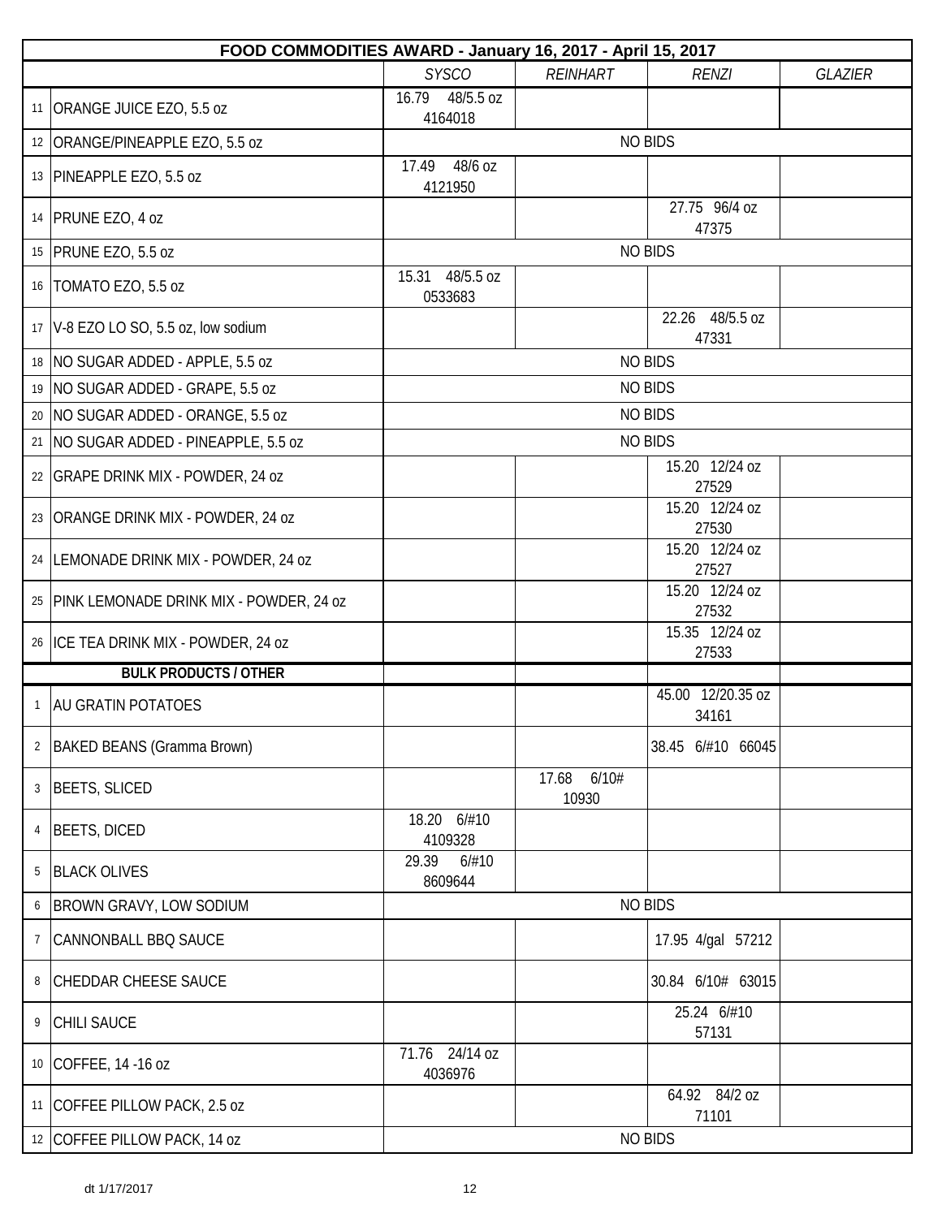| | FOOD COMMODITIES AWARD - January 16, 2017 - April 15, 2017 | | | | |
|---|---|---|---|---|---|
| | | *SYSCO* | *REINHART* | *RENZI* | *GLAZIER* |
| 11 | ORANGE JUICE EZO, 5.5 oz | 16.79 48/5.5 oz 4164018 | | | |
| 12 | ORANGE/PINEAPPLE EZO, 5.5 oz | NO BIDS | | | |
| 13 | PINEAPPLE EZO, 5.5 oz | 17.49 48/6 oz 4121950 | | | |
| 14 | PRUNE EZO, 4 oz | | | 27.75 96/4 oz 47375 | |
| 15 | PRUNE EZO, 5.5 oz | NO BIDS | | | |
| 16 | TOMATO EZO, 5.5 oz | 15.31 48/5.5 oz 0533683 | | | |
| 17 | V-8 EZO LO SO, 5.5 oz, low sodium | | | 22.26 48/5.5 oz 47331 | |
| 18 | NO SUGAR ADDED - APPLE, 5.5 oz | NO BIDS | | | |
| 19 | NO SUGAR ADDED - GRAPE, 5.5 oz | NO BIDS | | | |
| 20 | NO SUGAR ADDED - ORANGE, 5.5 oz | NO BIDS | | | |
| 21 | NO SUGAR ADDED - PINEAPPLE, 5.5 oz | NO BIDS | | | |
| 22 | GRAPE DRINK MIX - POWDER, 24 oz | | | 15.20 12/24 oz 27529 | |
| 23 | ORANGE DRINK MIX - POWDER, 24 oz | | | 15.20 12/24 oz 27530 | |
| 24 | LEMONADE DRINK MIX - POWDER, 24 oz | | | 15.20 12/24 oz 27527 | |
| 25 | PINK LEMONADE DRINK MIX - POWDER, 24 oz | | | 15.20 12/24 oz 27532 | |
| 26 | ICE TEA DRINK MIX - POWDER, 24 oz | | | 15.35 12/24 oz 27533 | |
| | **BULK PRODUCTS / OTHER** | | | | |
| 1 | AU GRATIN POTATOES | | | 45.00 12/20.35 oz 34161 | |
| 2 | BAKED BEANS (Gramma Brown) | | | 38.45 6/#10 66045 | |
| 3 | BEETS, SLICED | | 17.68 6/10# 10930 | | |
| 4 | BEETS, DICED | 18.20 6/#10 4109328 | | | |
| 5 | BLACK OLIVES | 29.39 6/#10 8609644 | | | |
| 6 | BROWN GRAVY, LOW SODIUM | NO BIDS | | | |
| 7 | CANNONBALL BBQ SAUCE | | | 17.95 4/gal 57212 | |
| 8 | CHEDDAR CHEESE SAUCE | | | 30.84 6/10# 63015 | |
| 9 | CHILI SAUCE | | | 25.24 6/#10 57131 | |
| 10 | COFFEE, 14 -16 oz | 71.76 24/14 oz 4036976 | | | |
| 11 | COFFEE PILLOW PACK, 2.5 oz | | | 64.92 84/2 oz 71101 | |
| 12 | COFFEE PILLOW PACK, 14 oz | NO BIDS | | | |

dt 1/17/2017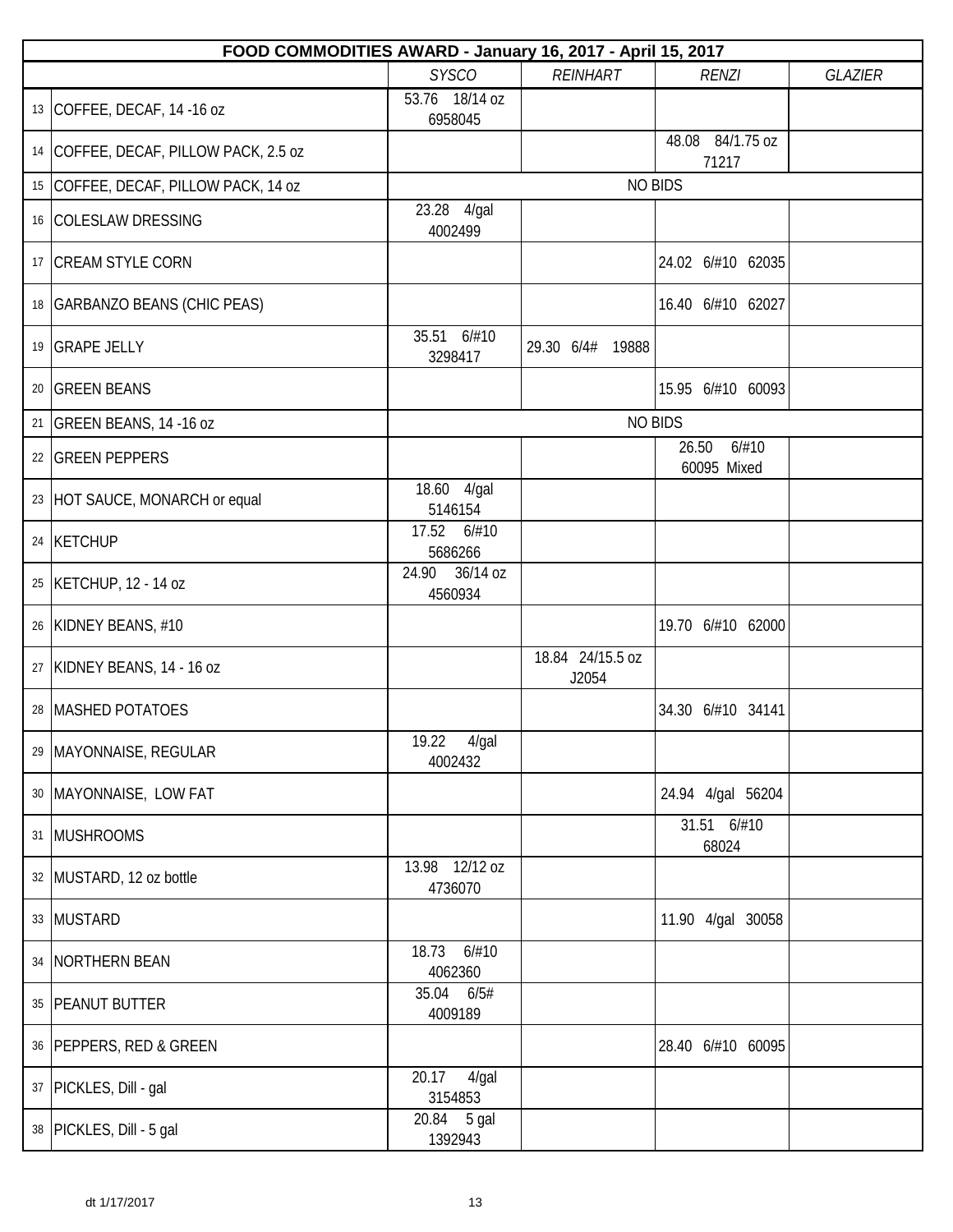| FOOD COMMODITIES AWARD - January 16, 2017 - April 15, 2017 | | | | | |
|---|---|---|---|---|---|
| | | *SYSCO* | *REINHART* | *RENZI* | *GLAZIER* |
| 13 | COFFEE, DECAF, 14 -16 oz | 53.76 18/14 oz 6958045 | | | |
| 14 | COFFEE, DECAF, PILLOW PACK, 2.5 oz | | | 48.08 84/1.75 oz 71217 | |
| 15 | COFFEE, DECAF, PILLOW PACK, 14 oz | NO BIDS | | | |
| 16 | COLESLAW DRESSING | 23.28 4/gal 4002499 | | | |
| 17 | CREAM STYLE CORN | | | 24.02 6/#10 62035 | |
| 18 | GARBANZO BEANS (CHIC PEAS) | | | 16.40 6/#10 62027 | |
| 19 | GRAPE JELLY | 35.51 6/#10 3298417 | 29.30 6/4# 19888 | | |
| 20 | GREEN BEANS | | | 15.95 6/#10 60093 | |
| 21 | GREEN BEANS, 14 -16 oz | NO BIDS | | | |
| 22 | GREEN PEPPERS | | | 26.50 6/#10 60095 Mixed | |
| 23 | HOT SAUCE, MONARCH or equal | 18.60 4/gal 5146154 | | | |
| 24 | KETCHUP | 17.52 6/#10 5686266 | | | |
| 25 | KETCHUP, 12 - 14 oz | 24.90 36/14 oz 4560934 | | | |
| 26 | KIDNEY BEANS, #10 | | | 19.70 6/#10 62000 | |
| 27 | KIDNEY BEANS, 14 - 16 oz | | 18.84 24/15.5 oz J2054 | | |
| 28 | MASHED POTATOES | | | 34.30 6/#10 34141 | |
| 29 | MAYONNAISE, REGULAR | 19.22 4/gal 4002432 | | | |
| 30 | MAYONNAISE, LOW FAT | | | 24.94 4/gal 56204 | |
| 31 | MUSHROOMS | | | 31.51 6/#10 68024 | |
| 32 | MUSTARD, 12 oz bottle | 13.98 12/12 oz 4736070 | | | |
| 33 | MUSTARD | | | 11.90 4/gal 30058 | |
| 34 | NORTHERN BEAN | 18.73 6/#10 4062360 | | | |
| 35 | PEANUT BUTTER | 35.04 6/5# 4009189 | | | |
| 36 | PEPPERS, RED & GREEN | | | 28.40 6/#10 60095 | |
| 37 | PICKLES, Dill - gal | 20.17 4/gal 3154853 | | | |
| 38 | PICKLES, Dill - 5 gal | 20.84 5 gal 1392943 | | | |

dt 1/17/2017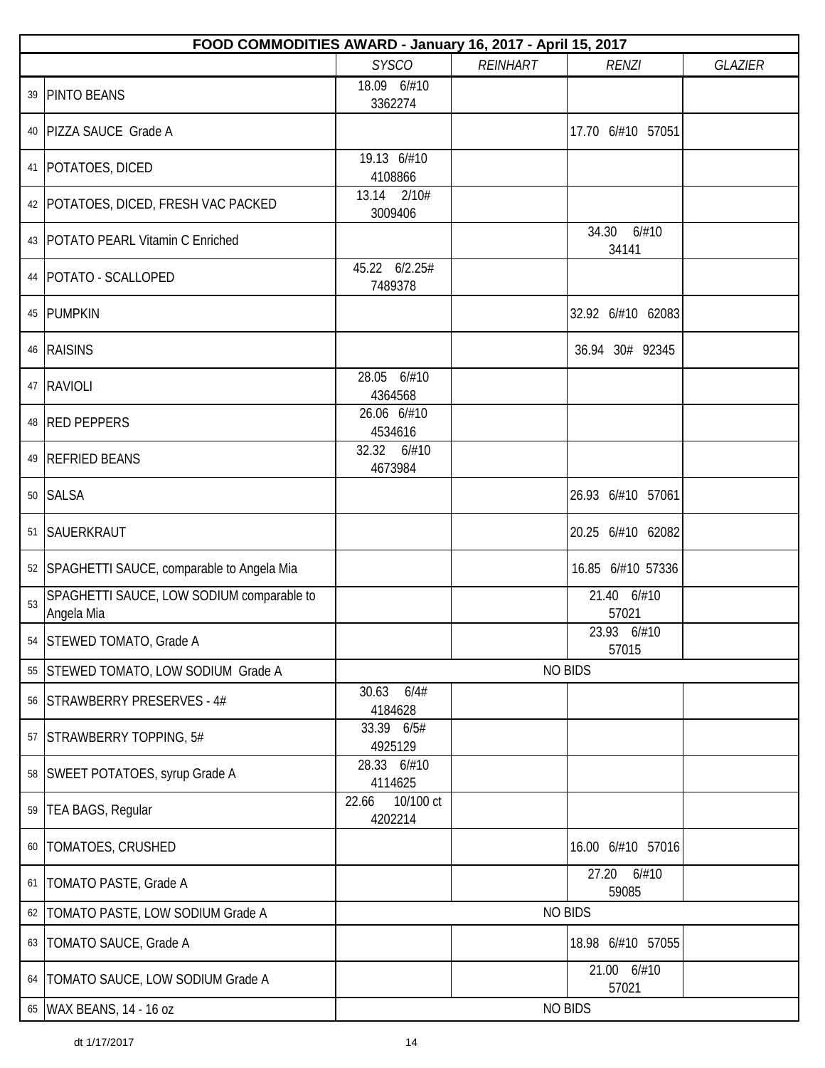| FOOD COMMODITIES AWARD - January 16, 2017 - April 15, 2017 | | | | | |
|---|---|---|---|---|---|
| | | *SYSCO* | *REINHART* | *RENZI* | *GLAZIER* |
| 39 | PINTO BEANS | 18.09 6/#10 3362274 | | | |
| 40 | PIZZA SAUCE Grade A | | | 17.70 6/#10 57051 | |
| 41 | POTATOES, DICED | 19.13 6/#10 4108866 | | | |
| 42 | POTATOES, DICED, FRESH VAC PACKED | 13.14 2/10# 3009406 | | | |
| 43 | POTATO PEARL Vitamin C Enriched | | | 34.30 6/#10 34141 | |
| 44 | POTATO - SCALLOPED | 45.22 6/2.25# 7489378 | | | |
| 45 | PUMPKIN | | | 32.92 6/#10 62083 | |
| 46 | RAISINS | | | 36.94 30# 92345 | |
| 47 | RAVIOLI | 28.05 6/#10 4364568 | | | |
| 48 | RED PEPPERS | 26.06 6/#10 4534616 | | | |
| 49 | REFRIED BEANS | 32.32 6/#10 4673984 | | | |
| 50 | SALSA | | | 26.93 6/#10 57061 | |
| 51 | SAUERKRAUT | | | 20.25 6/#10 62082 | |
| 52 | SPAGHETTI SAUCE, comparable to Angela Mia | | | 16.85 6/#10 57336 | |
| 53 | SPAGHETTI SAUCE, LOW SODIUM comparable to Angela Mia | | | 21.40 6/#10 57021 | |
| 54 | STEWED TOMATO, Grade A | | | 23.93 6/#10 57015 | |
| 55 | STEWED TOMATO, LOW SODIUM Grade A | NO BIDS | | | |
| 56 | STRAWBERRY PRESERVES - 4# | 30.63 6/4# 4184628 | | | |
| 57 | STRAWBERRY TOPPING, 5# | 33.39 6/5# 4925129 | | | |
| 58 | SWEET POTATOES, syrup Grade A | 28.33 6/#10 4114625 | | | |
| 59 | TEA BAGS, Regular | 22.66 10/100 ct 4202214 | | | |
| 60 | TOMATOES, CRUSHED | | | 16.00 6/#10 57016 | |
| 61 | TOMATO PASTE, Grade A | | | 27.20 6/#10 59085 | |
| 62 | TOMATO PASTE, LOW SODIUM Grade A | NO BIDS | | | |
| 63 | TOMATO SAUCE, Grade A | | | 18.98 6/#10 57055 | |
| 64 | TOMATO SAUCE, LOW SODIUM Grade A | | | 21.00 6/#10 57021 | |
| 65 | WAX BEANS, 14 - 16 oz | NO BIDS | | | |

dt 1/17/2017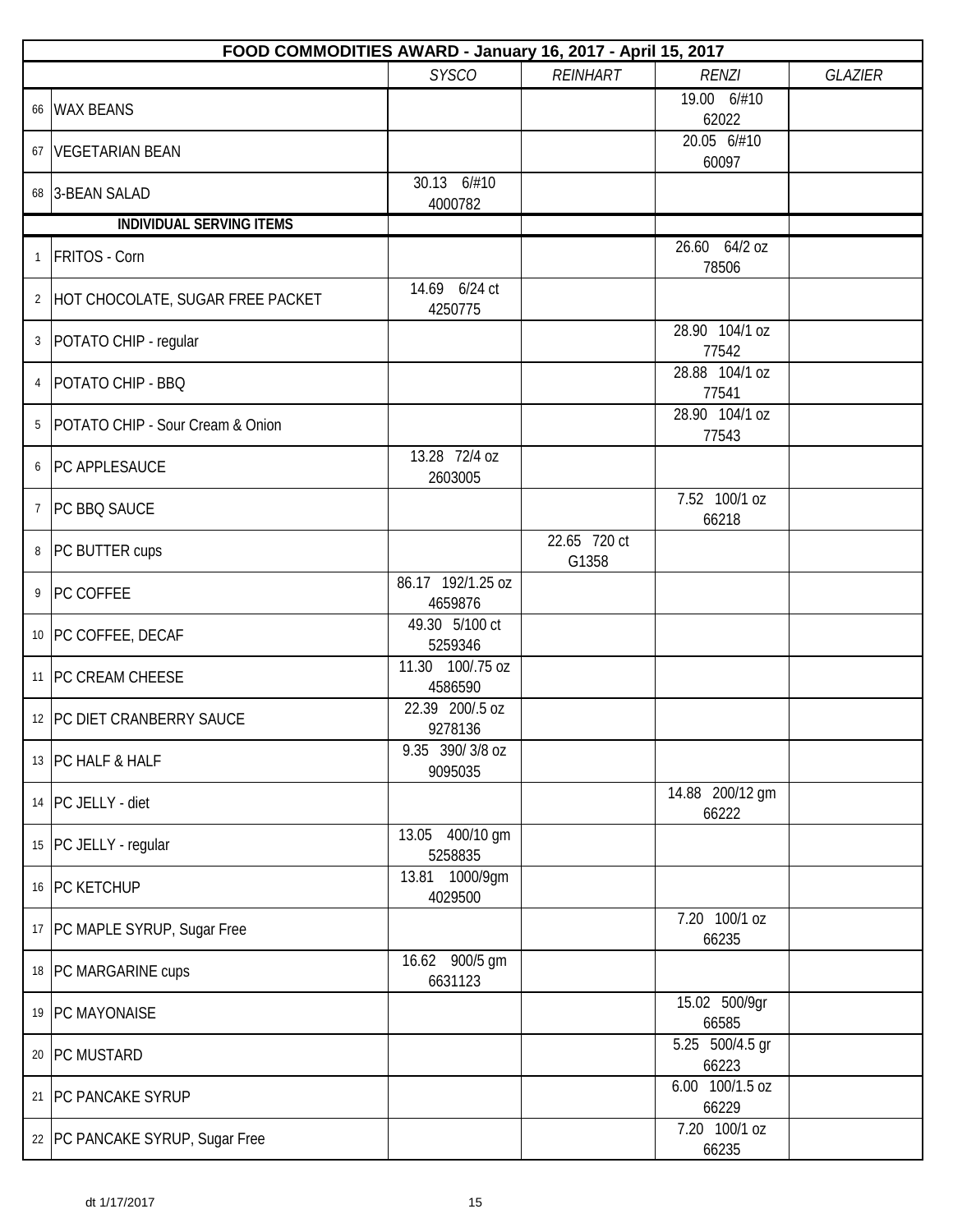| FOOD COMMODITIES AWARD - January 16, 2017 - April 15, 2017 | | | | | |
|---|---|---|---|---|---|
| | | *SYSCO* | *REINHART* | *RENZI* | *GLAZIER* |
| 66 | WAX BEANS | | | 19.00 6/#10 62022 | |
| 67 | VEGETARIAN BEAN | | | 20.05 6/#10 60097 | |
| 68 | 3-BEAN SALAD | 30.13 6/#10 4000782 | | | |
| | **INDIVIDUAL SERVING ITEMS** | | | | |
| 1 | FRITOS - Corn | | | 26.60 64/2 oz 78506 | |
| 2 | HOT CHOCOLATE, SUGAR FREE PACKET | 14.69 6/24 ct 4250775 | | | |
| 3 | POTATO CHIP - regular | | | 28.90 104/1 oz 77542 | |
| 4 | POTATO CHIP - BBQ | | | 28.88 104/1 oz 77541 | |
| 5 | POTATO CHIP - Sour Cream & Onion | | | 28.90 104/1 oz 77543 | |
| 6 | PC APPLESAUCE | 13.28 72/4 oz 2603005 | | | |
| 7 | PC BBQ SAUCE | | | 7.52 100/1 oz 66218 | |
| 8 | PC BUTTER cups | | 22.65 720 ct G1358 | | |
| 9 | PC COFFEE | 86.17 192/1.25 oz 4659876 | | | |
| 10 | PC COFFEE, DECAF | 49.30 5/100 ct 5259346 | | | |
| 11 | PC CREAM CHEESE | 11.30 100/.75 oz 4586590 | | | |
| 12 | PC DIET CRANBERRY SAUCE | 22.39 200/.5 oz 9278136 | | | |
| 13 | PC HALF & HALF | 9.35 390/ 3/8 oz 9095035 | | | |
| 14 | PC JELLY - diet | | | 14.88 200/12 gm 66222 | |
| 15 | PC JELLY - regular | 13.05 400/10 gm 5258835 | | | |
| 16 | PC KETCHUP | 13.81 1000/9gm 4029500 | | | |
| 17 | PC MAPLE SYRUP, Sugar Free | | | 7.20 100/1 oz 66235 | |
| 18 | PC MARGARINE cups | 16.62 900/5 gm 6631123 | | | |
| 19 | PC MAYONAISE | | | 15.02 500/9gr 66585 | |
| 20 | PC MUSTARD | | | 5.25 500/4.5 gr 66223 | |
| 21 | PC PANCAKE SYRUP | | | 6.00 100/1.5 oz 66229 | |
| 22 | PC PANCAKE SYRUP, Sugar Free | | | 7.20 100/1 oz 66235 | |

dt 1/17/2017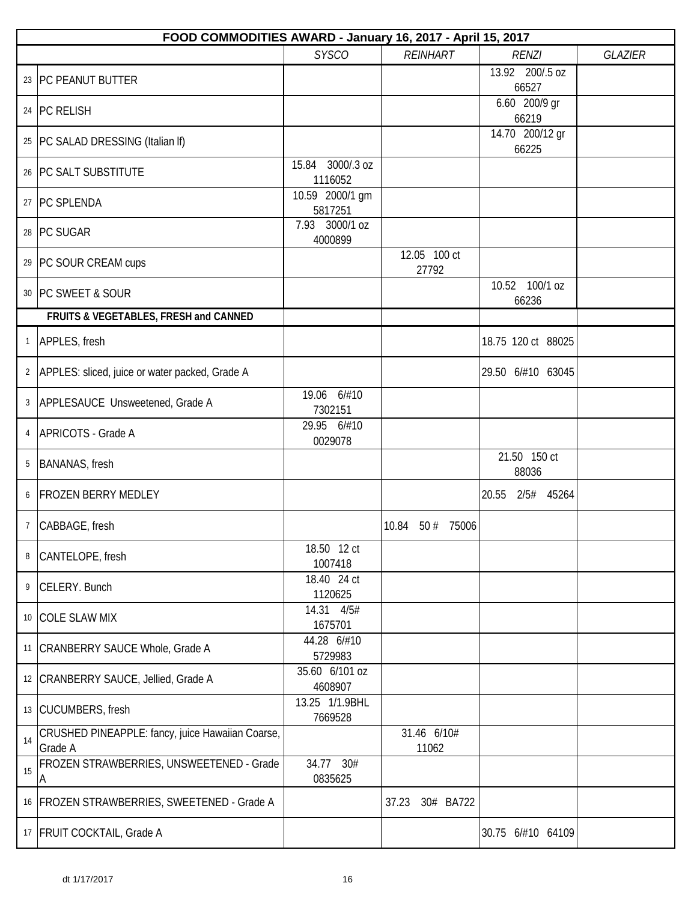| | FOOD COMMODITIES AWARD - January 16, 2017 - April 15, 2017 | | | | |
|---|---|---|---|---|---|
| | | *SYSCO* | *REINHART* | *RENZI* | *GLAZIER* |
| 23 | PC PEANUT BUTTER | | | 13.92 200/.5 oz 66527 | |
| 24 | PC RELISH | | | 6.60 200/9 gr 66219 | |
| 25 | PC SALAD DRESSING (Italian lf) | | | 14.70 200/12 gr 66225 | |
| 26 | PC SALT SUBSTITUTE | 15.84 3000/.3 oz 1116052 | | | |
| 27 | PC SPLENDA | 10.59 2000/1 gm 5817251 | | | |
| 28 | PC SUGAR | 7.93 3000/1 oz 4000899 | | | |
| 29 | PC SOUR CREAM cups | | 12.05 100 ct 27792 | | |
| 30 | PC SWEET & SOUR | | | 10.52 100/1 oz 66236 | |
| | **FRUITS & VEGETABLES, FRESH and CANNED** | | | | |
| 1 | APPLES, fresh | | | 18.75 120 ct 88025 | |
| 2 | APPLES: sliced, juice or water packed, Grade A | | | 29.50 6/#10 63045 | |
| 3 | APPLESAUCE Unsweetened, Grade A | 19.06 6/#10 7302151 | | | |
| 4 | APRICOTS - Grade A | 29.95 6/#10 0029078 | | | |
| 5 | BANANAS, fresh | | | 21.50 150 ct 88036 | |
| 6 | FROZEN BERRY MEDLEY | | | 20.55 2/5# 45264 | |
| 7 | CABBAGE, fresh | | 10.84 50 # 75006 | | |
| 8 | CANTELOPE, fresh | 18.50 12 ct 1007418 | | | |
| 9 | CELERY. Bunch | 18.40 24 ct 1120625 | | | |
| 10 | COLE SLAW MIX | 14.31 4/5# 1675701 | | | |
| 11 | CRANBERRY SAUCE Whole, Grade A | 44.28 6/#10 5729983 | | | |
| 12 | CRANBERRY SAUCE, Jellied, Grade A | 35.60 6/101 oz 4608907 | | | |
| 13 | CUCUMBERS, fresh | 13.25 1/1.9BHL 7669528 | | | |
| 14 | CRUSHED PINEAPPLE: fancy, juice Hawaiian Coarse, Grade A | | 31.46 6/10# 11062 | | |
| 15 | FROZEN STRAWBERRIES, UNSWEETENED - Grade A | 34.77 30# 0835625 | | | |
| 16 | FROZEN STRAWBERRIES, SWEETENED - Grade A | | 37.23 30# BA722 | | |
| 17 | FRUIT COCKTAIL, Grade A | | | 30.75 6/#10 64109 | |

dt 1/17/2017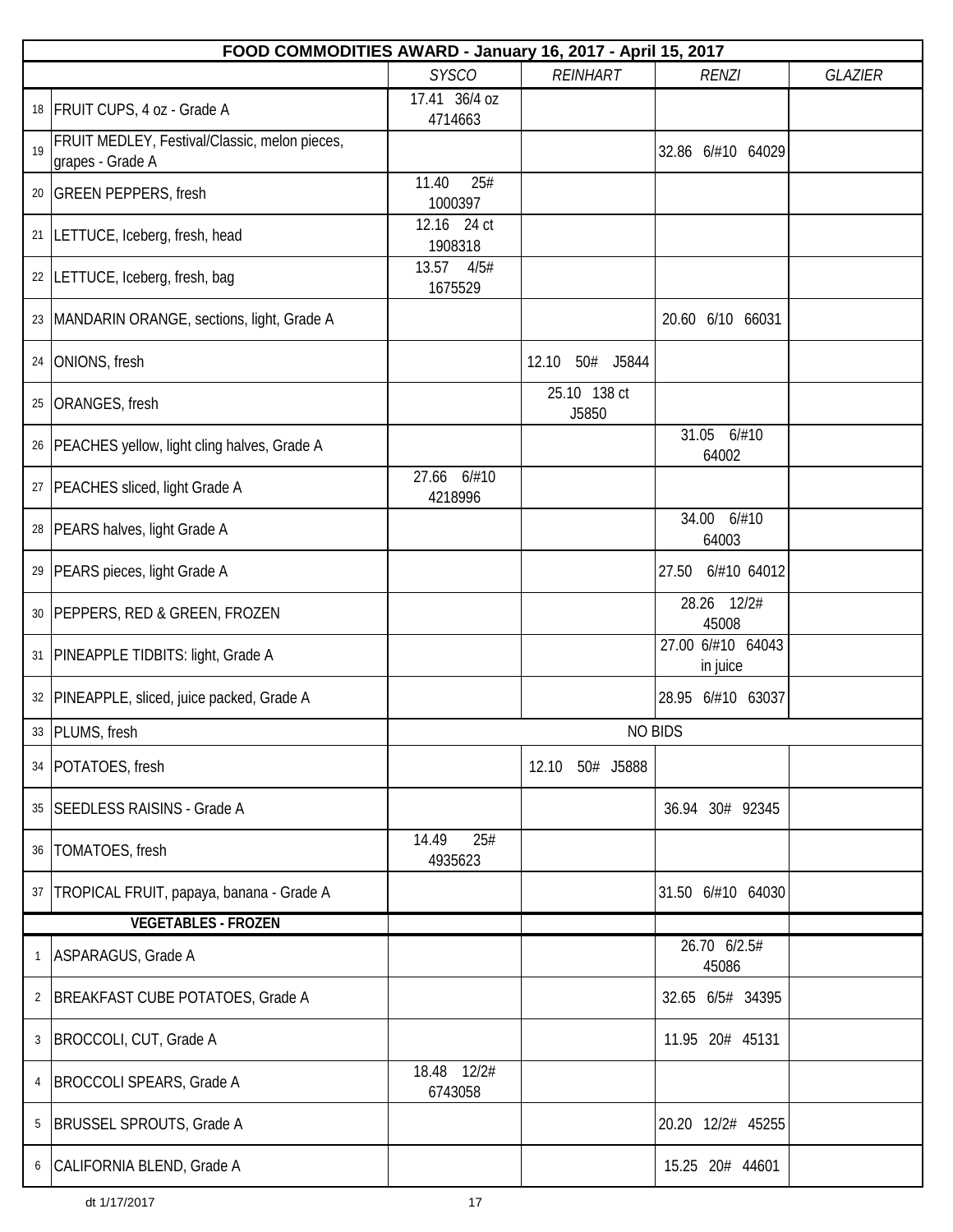| FOOD COMMODITIES AWARD - January 16, 2017 - April 15, 2017 | | | | | |
|---|---|---|---|---|---|
| | | *SYSCO* | *REINHART* | *RENZI* | *GLAZIER* |
| 18 | FRUIT CUPS, 4 oz - Grade A | 17.41 36/4 oz 4714663 | | | |
| 19 | FRUIT MEDLEY, Festival/Classic, melon pieces, grapes - Grade A | | | 32.86 6/#10 64029 | |
| 20 | GREEN PEPPERS, fresh | 11.40 25# 1000397 | | | |
| 21 | LETTUCE, Iceberg, fresh, head | 12.16 24 ct 1908318 | | | |
| 22 | LETTUCE, Iceberg, fresh, bag | 13.57 4/5# 1675529 | | | |
| 23 | MANDARIN ORANGE, sections, light, Grade A | | | 20.60 6/10 66031 | |
| 24 | ONIONS, fresh | | 12.10 50# J5844 | | |
| 25 | ORANGES, fresh | | 25.10 138 ct J5850 | | |
| 26 | PEACHES yellow, light cling halves, Grade A | | | 31.05 6/#10 64002 | |
| 27 | PEACHES sliced, light Grade A | 27.66 6/#10 4218996 | | | |
| 28 | PEARS halves, light Grade A | | | 34.00 6/#10 64003 | |
| 29 | PEARS pieces, light Grade A | | | 27.50 6/#10 64012 | |
| 30 | PEPPERS, RED & GREEN, FROZEN | | | 28.26 12/2# 45008 | |
| 31 | PINEAPPLE TIDBITS: light, Grade A | | | 27.00 6/#10 64043 in juice | |
| 32 | PINEAPPLE, sliced, juice packed, Grade A | | | 28.95 6/#10 63037 | |
| 33 | PLUMS, fresh | NO BIDS | | | |
| 34 | POTATOES, fresh | | 12.10 50# J5888 | | |
| 35 | SEEDLESS RAISINS - Grade A | | | 36.94 30# 92345 | |
| 36 | TOMATOES, fresh | 14.49 25# 4935623 | | | |
| 37 | TROPICAL FRUIT, papaya, banana - Grade A | | | 31.50 6/#10 64030 | |
| | **VEGETABLES - FROZEN** | | | | |
| 1 | ASPARAGUS, Grade A | | | 26.70 6/2.5# 45086 | |
| 2 | BREAKFAST CUBE POTATOES, Grade A | | | 32.65 6/5# 34395 | |
| 3 | BROCCOLI, CUT, Grade A | | | 11.95 20# 45131 | |
| 4 | BROCCOLI SPEARS, Grade A | 18.48 12/2# 6743058 | | | |
| 5 | BRUSSEL SPROUTS, Grade A | | | 20.20 12/2# 45255 | |
| 6 | CALIFORNIA BLEND, Grade A | | | 15.25 20# 44601 | |

dt 1/17/2017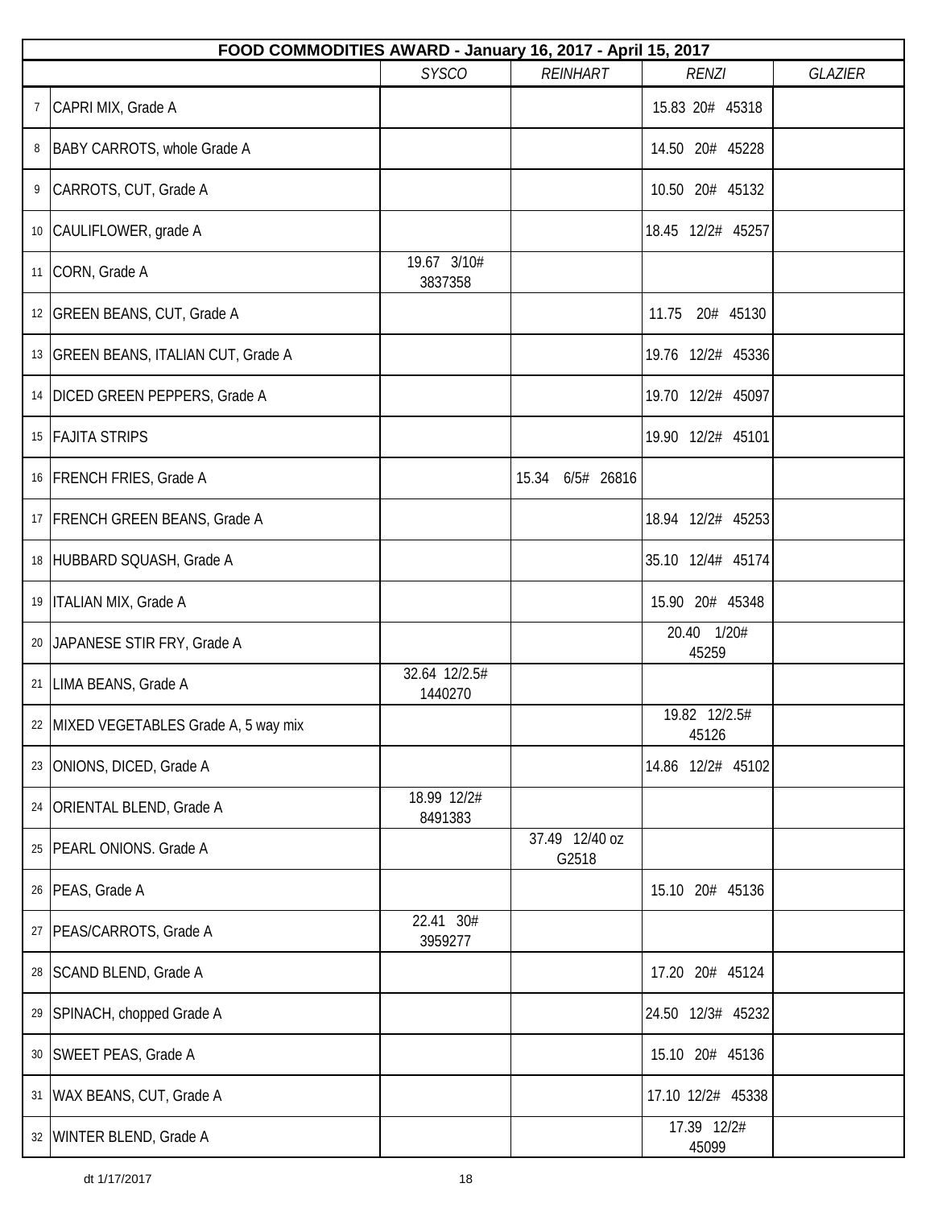| FOOD COMMODITIES AWARD - January 16, 2017 - April 15, 2017 | | | | | |
|---|---|---|---|---|---|
| | | *SYSCO* | *REINHART* | *RENZI* | *GLAZIER* |
| 7 | CAPRI MIX, Grade A | | | 15.83 20# 45318 | |
| 8 | BABY CARROTS, whole Grade A | | | 14.50 20# 45228 | |
| 9 | CARROTS, CUT, Grade A | | | 10.50 20# 45132 | |
| 10 | CAULIFLOWER, grade A | | | 18.45 12/2# 45257 | |
| 11 | CORN, Grade A | 19.67 3/10# 3837358 | | | |
| 12 | GREEN BEANS, CUT, Grade A | | | 11.75 20# 45130 | |
| 13 | GREEN BEANS, ITALIAN CUT, Grade A | | | 19.76 12/2# 45336 | |
| 14 | DICED GREEN PEPPERS, Grade A | | | 19.70 12/2# 45097 | |
| 15 | FAJITA STRIPS | | | 19.90 12/2# 45101 | |
| 16 | FRENCH FRIES, Grade A | | 15.34 6/5# 26816 | | |
| 17 | FRENCH GREEN BEANS, Grade A | | | 18.94 12/2# 45253 | |
| 18 | HUBBARD SQUASH, Grade A | | | 35.10 12/4# 45174 | |
| 19 | ITALIAN MIX, Grade A | | | 15.90 20# 45348 | |
| 20 | JAPANESE STIR FRY, Grade A | | | 20.40 1/20# 45259 | |
| 21 | LIMA BEANS, Grade A | 32.64 12/2.5# 1440270 | | | |
| 22 | MIXED VEGETABLES Grade A, 5 way mix | | | 19.82 12/2.5# 45126 | |
| 23 | ONIONS, DICED, Grade A | | | 14.86 12/2# 45102 | |
| 24 | ORIENTAL BLEND, Grade A | 18.99 12/2# 8491383 | | | |
| 25 | PEARL ONIONS. Grade A | | 37.49 12/40 oz G2518 | | |
| 26 | PEAS, Grade A | | | 15.10 20# 45136 | |
| 27 | PEAS/CARROTS, Grade A | 22.41 30# 3959277 | | | |
| 28 | SCAND BLEND, Grade A | | | 17.20 20# 45124 | |
| 29 | SPINACH, chopped Grade A | | | 24.50 12/3# 45232 | |
| 30 | SWEET PEAS, Grade A | | | 15.10 20# 45136 | |
| 31 | WAX BEANS, CUT, Grade A | | | 17.10 12/2# 45338 | |
| 32 | WINTER BLEND, Grade A | | | 17.39 12/2# 45099 | |

dt 1/17/2017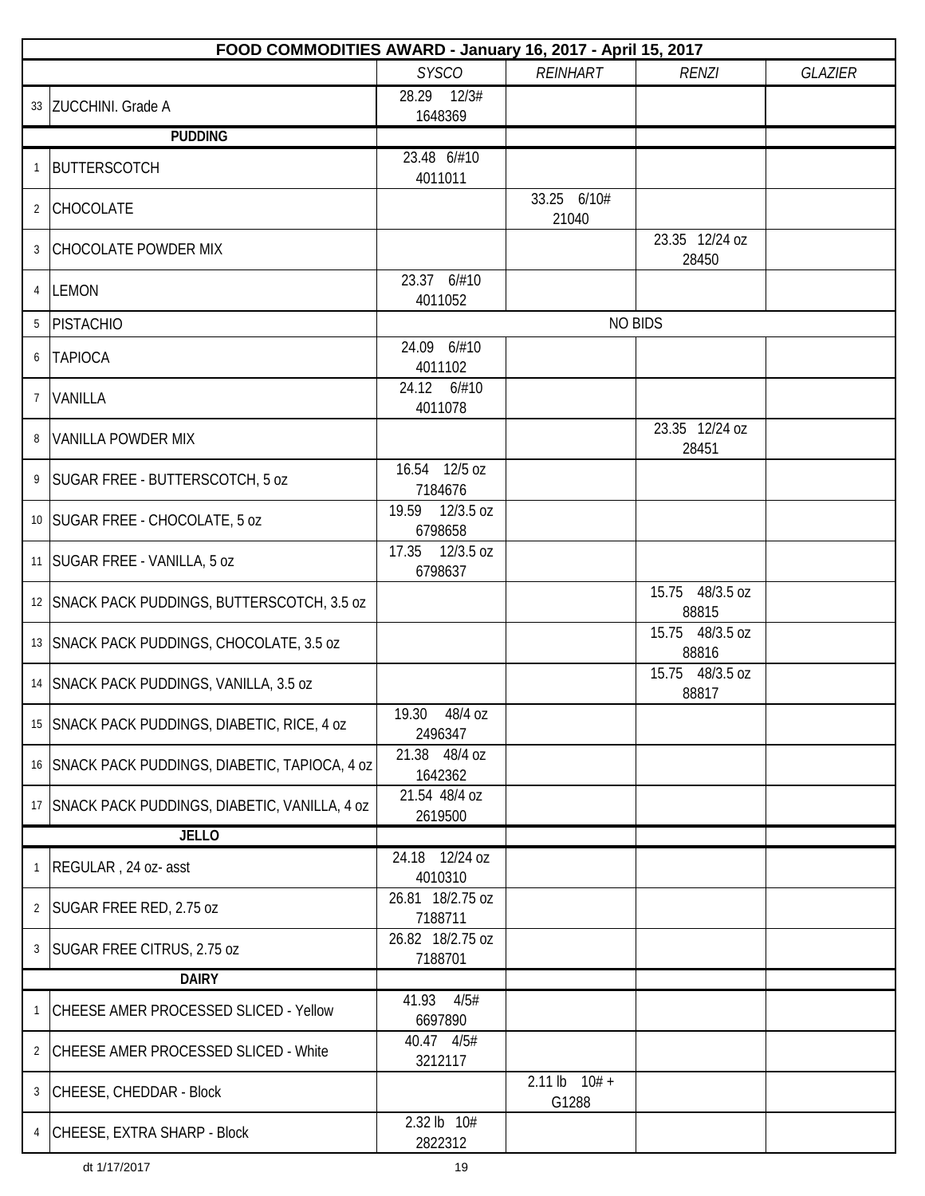| FOOD COMMODITIES AWARD - January 16, 2017 - April 15, 2017 | | | | | |
|---|---|---|---|---|---|
| | | *SYSCO* | *REINHART* | *RENZI* | *GLAZIER* |
| 33 | ZUCCHINI. Grade A | 28.29 12/3# 1648369 | | | |
| | **PUDDING** | | | | |
| 1 | BUTTERSCOTCH | 23.48 6/#10 4011011 | | | |
| 2 | CHOCOLATE | | 33.25 6/10# 21040 | | |
| 3 | CHOCOLATE POWDER MIX | | | 23.35 12/24 oz 28450 | |
| 4 | LEMON | 23.37 6/#10 4011052 | | | |
| 5 | PISTACHIO | NO BIDS | | | |
| 6 | TAPIOCA | 24.09 6/#10 4011102 | | | |
| 7 | VANILLA | 24.12 6/#10 4011078 | | | |
| 8 | VANILLA POWDER MIX | | | 23.35 12/24 oz 28451 | |
| 9 | SUGAR FREE - BUTTERSCOTCH, 5 oz | 16.54 12/5 oz 7184676 | | | |
| 10 | SUGAR FREE - CHOCOLATE, 5 oz | 19.59 12/3.5 oz 6798658 | | | |
| 11 | SUGAR FREE - VANILLA, 5 oz | 17.35 12/3.5 oz 6798637 | | | |
| 12 | SNACK PACK PUDDINGS, BUTTERSCOTCH, 3.5 oz | | | 15.75 48/3.5 oz 88815 | |
| 13 | SNACK PACK PUDDINGS, CHOCOLATE, 3.5 oz | | | 15.75 48/3.5 oz 88816 | |
| 14 | SNACK PACK PUDDINGS, VANILLA, 3.5 oz | | | 15.75 48/3.5 oz 88817 | |
| 15 | SNACK PACK PUDDINGS, DIABETIC, RICE, 4 oz | 19.30 48/4 oz 2496347 | | | |
| 16 | SNACK PACK PUDDINGS, DIABETIC, TAPIOCA, 4 oz | 21.38 48/4 oz 1642362 | | | |
| 17 | SNACK PACK PUDDINGS, DIABETIC, VANILLA, 4 oz | 21.54 48/4 oz 2619500 | | | |
| | **JELLO** | | | | |
| 1 | REGULAR , 24 oz- asst | 24.18 12/24 oz 4010310 | | | |
| 2 | SUGAR FREE RED, 2.75 oz | 26.81 18/2.75 oz 7188711 | | | |
| 3 | SUGAR FREE CITRUS, 2.75 oz | 26.82 18/2.75 oz 7188701 | | | |
| | **DAIRY** | | | | |
| 1 | CHEESE AMER PROCESSED SLICED - Yellow | 41.93 4/5# 6697890 | | | |
| 2 | CHEESE AMER PROCESSED SLICED - White | 40.47 4/5# 3212117 | | | |
| 3 | CHEESE, CHEDDAR - Block | | 2.11 lb 10# + G1288 | | |
| 4 | CHEESE, EXTRA SHARP - Block | 2.32 lb 10# 2822312 | | | |

dt 1/17/2017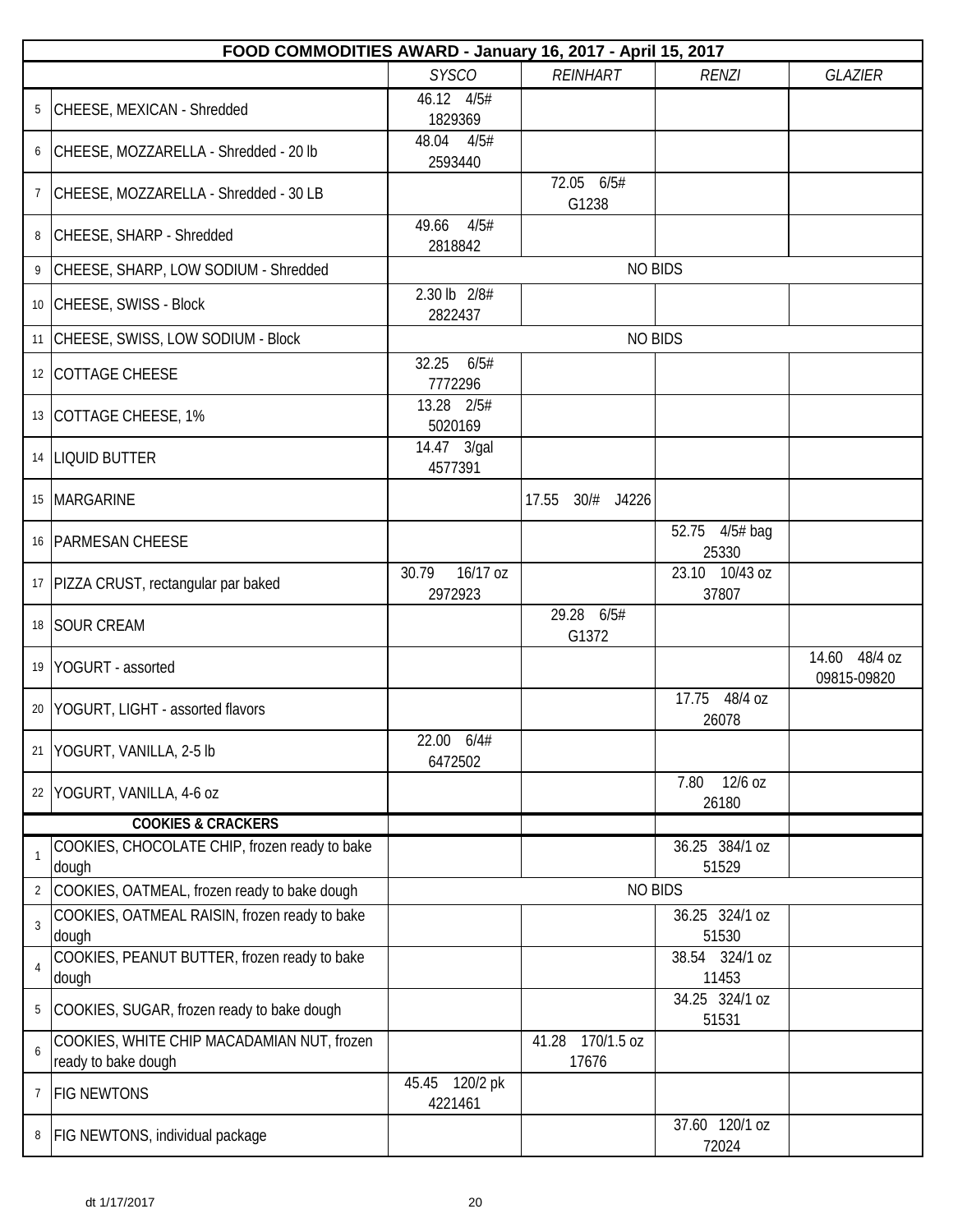| FOOD COMMODITIES AWARD - January 16, 2017 - April 15, 2017 | | | | | |
|---|---|---|---|---|---|
| | | *SYSCO* | *REINHART* | *RENZI* | *GLAZIER* |
| 5 | CHEESE, MEXICAN - Shredded | 46.12 4/5# 1829369 | | | |
| 6 | CHEESE, MOZZARELLA - Shredded - 20 lb | 48.04 4/5# 2593440 | | | |
| 7 | CHEESE, MOZZARELLA - Shredded - 30 LB | | 72.05 6/5# G1238 | | |
| 8 | CHEESE, SHARP - Shredded | 49.66 4/5# 2818842 | | | |
| 9 | CHEESE, SHARP, LOW SODIUM - Shredded | NO BIDS | | | |
| 10 | CHEESE, SWISS - Block | 2.30 lb 2/8# 2822437 | | | |
| 11 | CHEESE, SWISS, LOW SODIUM - Block | NO BIDS | | | |
| 12 | COTTAGE CHEESE | 32.25 6/5# 7772296 | | | |
| 13 | COTTAGE CHEESE, 1% | 13.28 2/5# 5020169 | | | |
| 14 | LIQUID BUTTER | 14.47 3/gal 4577391 | | | |
| 15 | MARGARINE | | 17.55 30/# J4226 | | |
| 16 | PARMESAN CHEESE | | | 52.75 4/5# bag 25330 | |
| 17 | PIZZA CRUST, rectangular par baked | 30.79 16/17 oz 2972923 | | 23.10 10/43 oz 37807 | |
| 18 | SOUR CREAM | | 29.28 6/5# G1372 | | |
| 19 | YOGURT - assorted | | | | 14.60 48/4 oz 09815-09820 |
| 20 | YOGURT, LIGHT - assorted flavors | | | 17.75 48/4 oz 26078 | |
| 21 | YOGURT, VANILLA, 2-5 lb | 22.00 6/4# 6472502 | | | |
| 22 | YOGURT, VANILLA, 4-6 oz | | | 7.80 12/6 oz 26180 | |
| | **COOKIES & CRACKERS** | | | | |
| 1 | COOKIES, CHOCOLATE CHIP, frozen ready to bake dough | | | 36.25 384/1 oz 51529 | |
| 2 | COOKIES, OATMEAL, frozen ready to bake dough | NO BIDS | | | |
| 3 | COOKIES, OATMEAL RAISIN, frozen ready to bake dough | | | 36.25 324/1 oz 51530 | |
| 4 | COOKIES, PEANUT BUTTER, frozen ready to bake dough | | | 38.54 324/1 oz 11453 | |
| 5 | COOKIES, SUGAR, frozen ready to bake dough | | | 34.25 324/1 oz 51531 | |
| 6 | COOKIES, WHITE CHIP MACADAMIAN NUT, frozen ready to bake dough | | 41.28 170/1.5 oz 17676 | | |
| 7 | FIG NEWTONS | 45.45 120/2 pk 4221461 | | | |
| 8 | FIG NEWTONS, individual package | | | 37.60 120/1 oz 72024 | |

dt 1/17/2017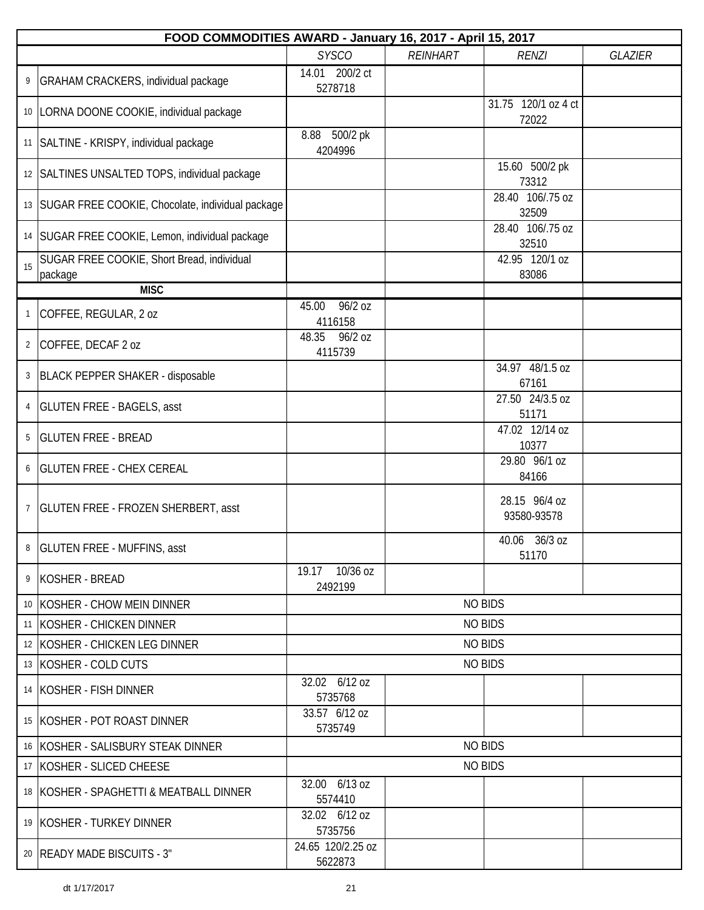| FOOD COMMODITIES AWARD - January 16, 2017 - April 15, 2017 | | | | | | |
|---|---|---|---|---|---|---|
| | | *SYSCO* | *REINHART* | *RENZI* | *GLAZIER* |
| 9 | GRAHAM CRACKERS, individual package | 14.01 200/2 ct 5278718 | | | |
| 10 | LORNA DOONE COOKIE, individual package | | | 31.75 120/1 oz 4 ct 72022 | |
| 11 | SALTINE - KRISPY, individual package | 8.88 500/2 pk 4204996 | | | |
| 12 | SALTINES UNSALTED TOPS, individual package | | | 15.60 500/2 pk 73312 | |
| 13 | SUGAR FREE COOKIE, Chocolate, individual package | | | 28.40 106/.75 oz 32509 | |
| 14 | SUGAR FREE COOKIE, Lemon, individual package | | | 28.40 106/.75 oz 32510 | |
| 15 | SUGAR FREE COOKIE, Short Bread, individual package | | | 42.95 120/1 oz 83086 | |
| | **MISC** | | | | |
| 1 | COFFEE, REGULAR, 2 oz | 45.00 96/2 oz 4116158 | | | |
| 2 | COFFEE, DECAF 2 oz | 48.35 96/2 oz 4115739 | | | |
| 3 | BLACK PEPPER SHAKER - disposable | | | 34.97 48/1.5 oz 67161 | |
| 4 | GLUTEN FREE - BAGELS, asst | | | 27.50 24/3.5 oz 51171 | |
| 5 | GLUTEN FREE - BREAD | | | 47.02 12/14 oz 10377 | |
| 6 | GLUTEN FREE - CHEX CEREAL | | | 29.80 96/1 oz 84166 | |
| 7 | GLUTEN FREE - FROZEN SHERBERT, asst | | | 28.15 96/4 oz 93580-93578 | |
| 8 | GLUTEN FREE - MUFFINS, asst | | | 40.06 36/3 oz 51170 | |
| 9 | KOSHER - BREAD | 19.17 10/36 oz 2492199 | | | |
| 10 | KOSHER - CHOW MEIN DINNER | NO BIDS | | | |
| 11 | KOSHER - CHICKEN DINNER | NO BIDS | | | |
| 12 | KOSHER - CHICKEN LEG DINNER | NO BIDS | | | |
| 13 | KOSHER - COLD CUTS | NO BIDS | | | |
| 14 | KOSHER - FISH DINNER | 32.02 6/12 oz 5735768 | | | |
| 15 | KOSHER - POT ROAST DINNER | 33.57 6/12 oz 5735749 | | | |
| 16 | KOSHER - SALISBURY STEAK DINNER | NO BIDS | | | |
| 17 | KOSHER - SLICED CHEESE | NO BIDS | | | |
| 18 | KOSHER - SPAGHETTI & MEATBALL DINNER | 32.00 6/13 oz 5574410 | | | |
| 19 | KOSHER - TURKEY DINNER | 32.02 6/12 oz 5735756 | | | |
| 20 | READY MADE BISCUITS - 3" | 24.65 120/2.25 oz 5622873 | | | |

dt 1/17/2017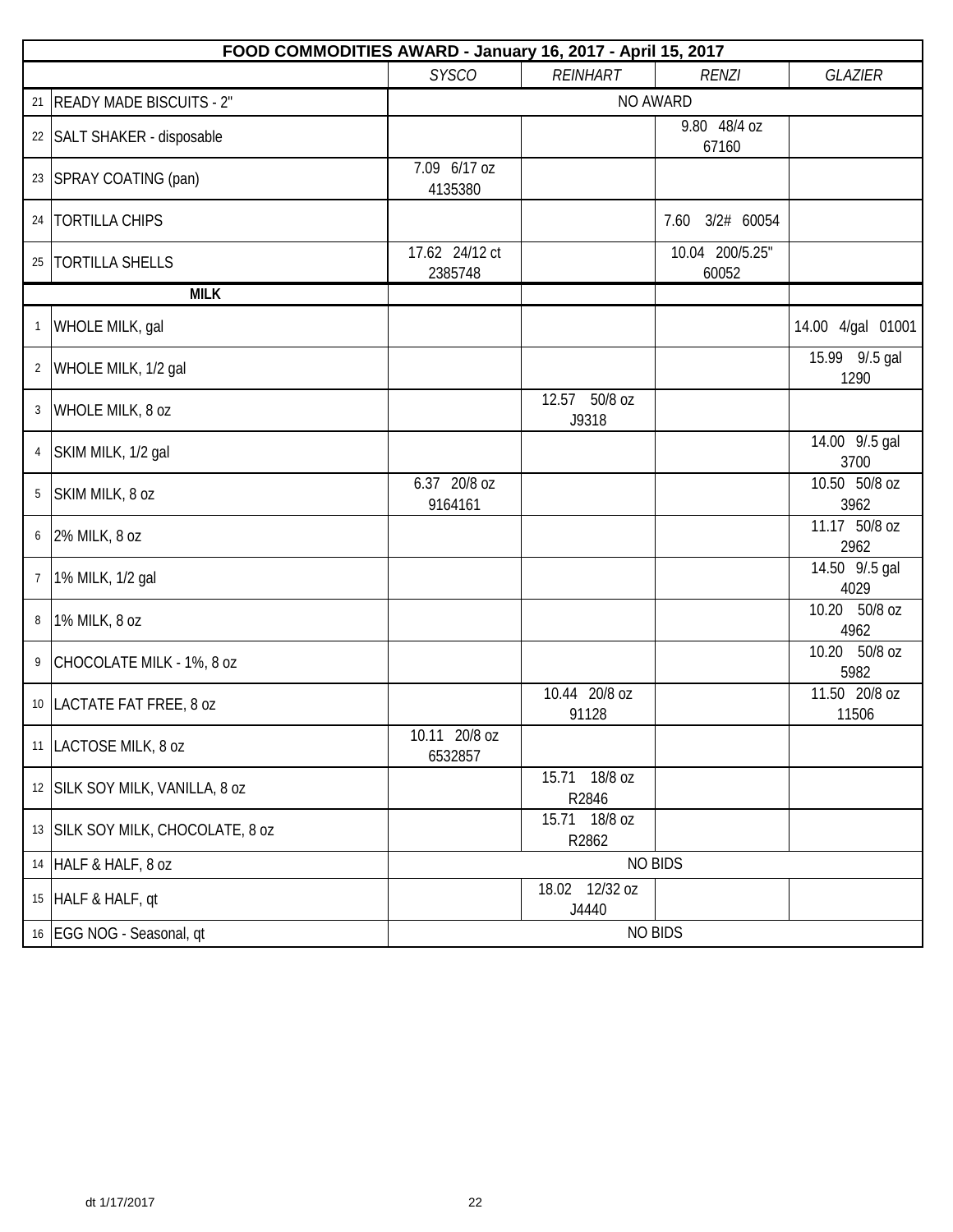| FOOD COMMODITIES AWARD - January 16, 2017 - April 15, 2017 | | | | | |
|---|---|---|---|---|---|
| | | *SYSCO* | *REINHART* | *RENZI* | *GLAZIER* |
| 21 | READY MADE BISCUITS - 2" | NO AWARD | | | |
| 22 | SALT SHAKER - disposable | | | 9.80 48/4 oz 67160 | |
| 23 | SPRAY COATING (pan) | 7.09 6/17 oz 4135380 | | | |
| 24 | TORTILLA CHIPS | | | 7.60 3/2# 60054 | |
| 25 | TORTILLA SHELLS | 17.62 24/12 ct 2385748 | | 10.04 200/5.25" 60052 | |
| | **MILK** | | | | |
| 1 | WHOLE MILK, gal | | | | 14.00 4/gal 01001 |
| 2 | WHOLE MILK, 1/2 gal | | | | 15.99 9/.5 gal 1290 |
| 3 | WHOLE MILK, 8 oz | | 12.57 50/8 oz J9318 | | |
| 4 | SKIM MILK, 1/2 gal | | | | 14.00 9/.5 gal 3700 |
| 5 | SKIM MILK, 8 oz | 6.37 20/8 oz 9164161 | | | 10.50 50/8 oz 3962 |
| 6 | 2% MILK, 8 oz | | | | 11.17 50/8 oz 2962 |
| 7 | 1% MILK, 1/2 gal | | | | 14.50 9/.5 gal 4029 |
| 8 | 1% MILK, 8 oz | | | | 10.20 50/8 oz 4962 |
| 9 | CHOCOLATE MILK - 1%, 8 oz | | | | 10.20 50/8 oz 5982 |
| 10 | LACTATE FAT FREE, 8 oz | | 10.44 20/8 oz 91128 | | 11.50 20/8 oz 11506 |
| 11 | LACTOSE MILK, 8 oz | 10.11 20/8 oz 6532857 | | | |
| 12 | SILK SOY MILK, VANILLA, 8 oz | | 15.71 18/8 oz R2846 | | |
| 13 | SILK SOY MILK, CHOCOLATE, 8 oz | | 15.71 18/8 oz R2862 | | |
| 14 | HALF & HALF, 8 oz | NO BIDS | | | |
| 15 | HALF & HALF, qt | | 18.02 12/32 oz J4440 | | |
| 16 | EGG NOG - Seasonal, qt | NO BIDS | | | |

dt 1/17/2017